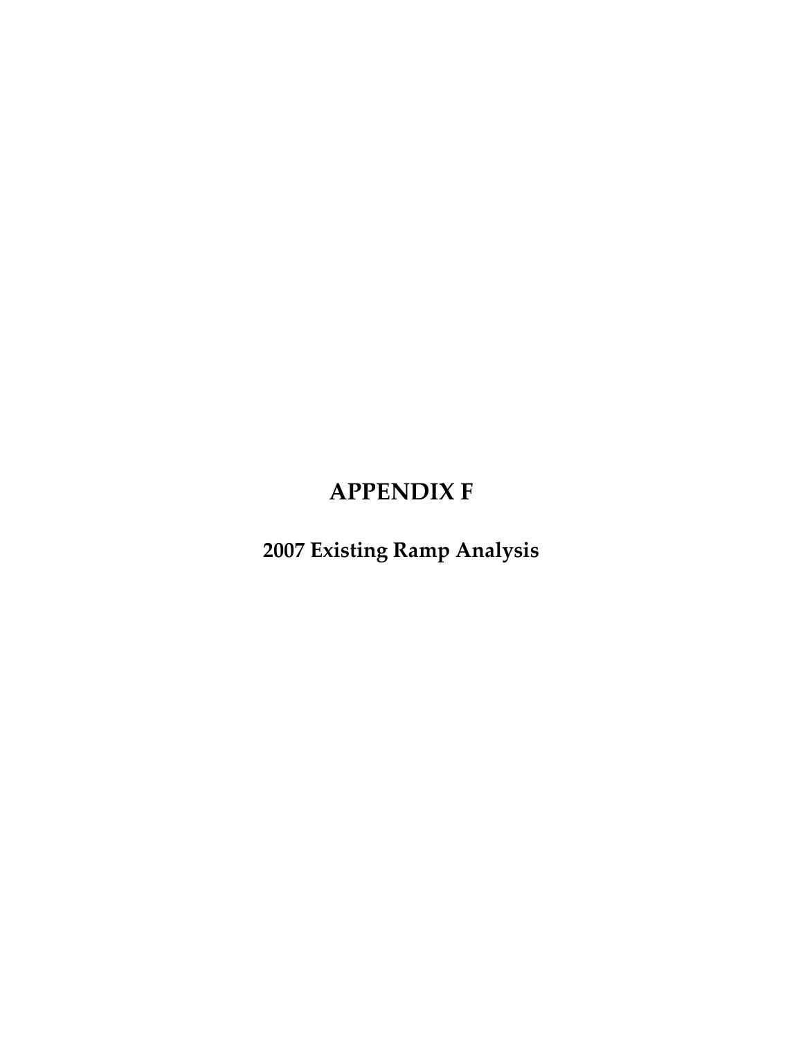# APPENDIX F

## 2007 Existing Ramp Analysis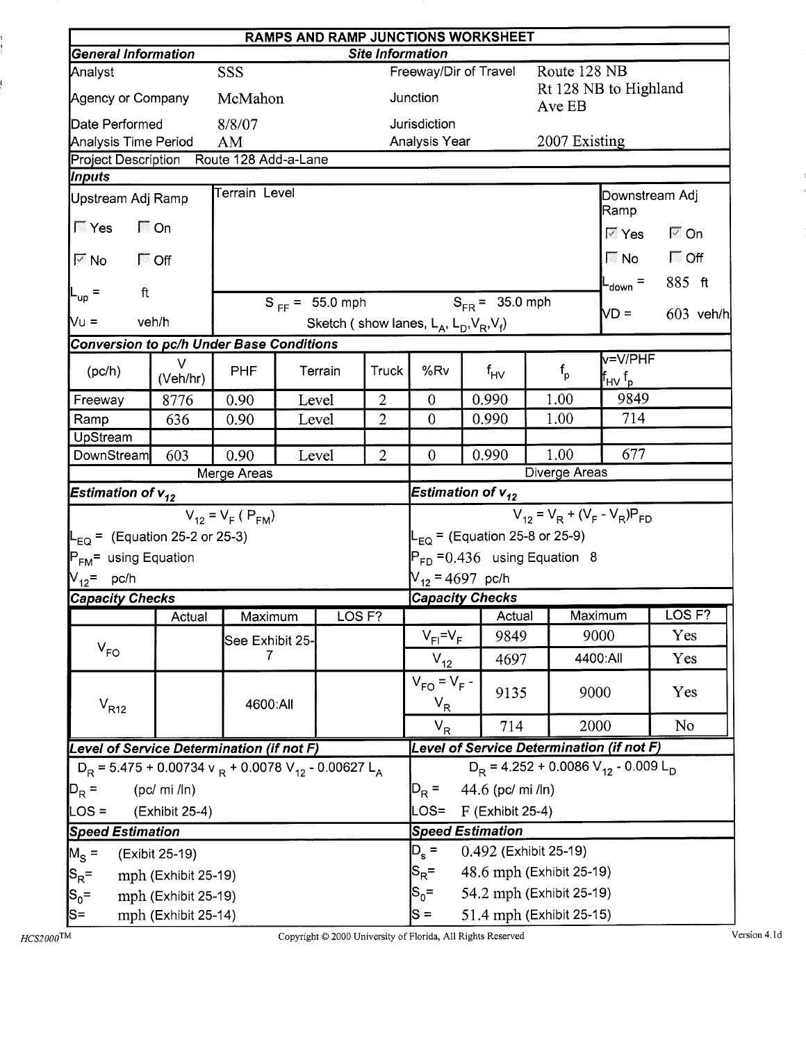# RAMPS AND RAMP JUNCTIONS WORKSHEET

| General Information | | Site Information | |
|---|---|---|---|
| Analyst | SSS | Freeway/Dir of Travel | Route 128 NB |
| Agency or Company | McMahon | Junction | Rt 128 NB to Highland Ave EB |
| Date Performed | 8/8/07 | Jurisdiction | |
| Analysis Time Period | AM | Analysis Year | 2007 Existing |

Project Description: Route 128 Add-a-Lane

## Inputs

| Upstream Adj Ramp | Terrain Level | Downstream Adj Ramp |
|---|---|---|
| ☐ Yes ☐ On | | ☑ Yes ☑ On |
| ☑ No ☐ Off | | ☐ No ☐ Off |
| $L_{up}$ = ft | $S_{FF}$ = 55.0 mph $S_{FR}$ = 35.0 mph | $L_{down}$ = 885 ft |
| Vu = veh/h | Sketch ( show lanes, $L_A$, $L_D$, $V_R$, $V_f$) | VD = 603 veh/h |

## Conversion to pc/h Under Base Conditions

| (pc/h) | V (Veh/hr) | PHF | Terrain | Truck | %Rv | $f_{HV}$ | $f_p$ | $v=V/PHF\ f_{HV}\ f_p$ |
|---|---|---|---|---|---|---|---|---|
| Freeway | 8776 | 0.90 | Level | 2 | 0 | 0.990 | 1.00 | 9849 |
| Ramp | 636 | 0.90 | Level | 2 | 0 | 0.990 | 1.00 | 714 |
| UpStream | | | | | | | | |
| DownStream | 603 | 0.90 | Level | 2 | 0 | 0.990 | 1.00 | 677 |

## Merge Areas

### Estimation of $v_{12}$

$V_{12} = V_F\ (P_{FM})$

$L_{EQ}$ = (Equation 25-2 or 25-3)

$P_{FM}$ = using Equation

$V_{12}$ = pc/h

### Capacity Checks

| | Actual | Maximum | LOS F? |
|---|---|---|---|
| $V_{FO}$ | | See Exhibit 25-7 | |
| $V_{R12}$ | | 4600:All | |

### Level of Service Determination (if not F)

$D_R = 5.475 + 0.00734\ v_R + 0.0078\ V_{12} - 0.00627\ L_A$

$D_R$ = (pc/ mi /ln)

LOS = (Exhibit 25-4)

### Speed Estimation

$M_S$ = (Exibit 25-19)

$S_R$ = mph (Exhibit 25-19)

$S_0$ = mph (Exhibit 25-19)

S = mph (Exhibit 25-14)

## Diverge Areas

### Estimation of $v_{12}$

$V_{12} = V_R + (V_F - V_R)P_{FD}$

$L_{EQ}$ = (Equation 25-8 or 25-9)

$P_{FD}$ = 0.436 using Equation 8

$V_{12}$ = 4697 pc/h

### Capacity Checks

| | Actual | Maximum | LOS F? |
|---|---|---|---|
| $V_{FI}=V_F$ | 9849 | 9000 | Yes |
| $V_{12}$ | 4697 | 4400:All | Yes |
| $V_{FO} = V_F - V_R$ | 9135 | 9000 | Yes |
| $V_R$ | 714 | 2000 | No |

### Level of Service Determination (if not F)

$D_R = 4.252 + 0.0086\ V_{12} - 0.009\ L_D$

$D_R$ = 44.6 (pc/ mi /ln)

LOS = F (Exhibit 25-4)

### Speed Estimation

$D_s$ = 0.492 (Exhibit 25-19)

$S_R$ = 48.6 mph (Exhibit 25-19)

$S_0$ = 54.2 mph (Exhibit 25-19)

S = 51.4 mph (Exhibit 25-15)

HCS2000™ Copyright © 2000 University of Florida, All Rights Reserved Version 4.1d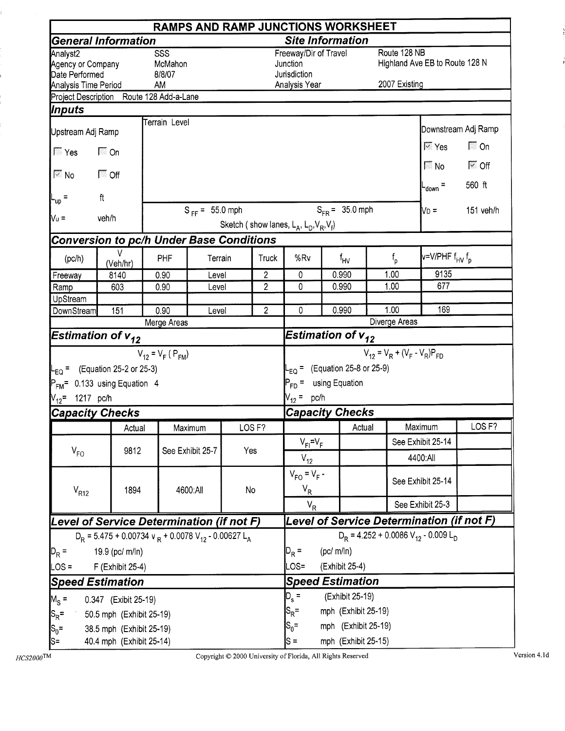# RAMPS AND RAMP JUNCTIONS WORKSHEET

## General Information

| | |
|---|---|
| Analyst2 | SSS |
| Agency or Company | McMahon |
| Date Performed | 8/8/07 |
| Analysis Time Period | AM |

## Site Information

| | |
|---|---|
| Freeway/Dir of Travel | Route 128 NB |
| Junction | Highland Ave EB to Route 128 N |
| Jurisdiction | |
| Analysis Year | 2007 Existing |

Project Description Route 128 Add-a-Lane

## Inputs

**Upstream Adj Ramp**

- ☐ Yes ☐ On
- ☑ No ☐ Off
- $L_{up}$ = ft
- $V_u$ = veh/h

Terrain Level

$S_{FF}$ = 55.0 mph $S_{FR}$ = 35.0 mph

Sketch ( show lanes, $L_A$, $L_D$, $V_R$, $V_f$)

**Downstream Adj Ramp**

- ☑ Yes ☐ On
- ☐ No ☑ Off
- $L_{down}$ = 560 ft
- $V_D$ = 151 veh/h

## Conversion to pc/h Under Base Conditions

| (pc/h) | V (Veh/hr) | PHF | Terrain | Truck | %Rv | $f_{HV}$ | $f_p$ | $v=V/PHF\ f_{HV}\ f_p$ |
|---|---|---|---|---|---|---|---|---|
| Freeway | 8140 | 0.90 | Level | 2 | 0 | 0.990 | 1.00 | 9135 |
| Ramp | 603 | 0.90 | Level | 2 | 0 | 0.990 | 1.00 | 677 |
| UpStream | | | | | | | | |
| DownStream | 151 | 0.90 | Level | 2 | 0 | 0.990 | 1.00 | 169 |

## Merge Areas

### Estimation of $v_{12}$

$$V_{12} = V_F\ (P_{FM})$$

- $L_{EQ}$ = (Equation 25-2 or 25-3)
- $P_{FM}$ = 0.133 using Equation 4
- $V_{12}$ = 1217 pc/h

### Capacity Checks

| | Actual | Maximum | LOS F? |
|---|---|---|---|
| $V_{FO}$ | 9812 | See Exhibit 25-7 | Yes |
| $V_{R12}$ | 1894 | 4600:All | No |

### Level of Service Determination (if not F)

$$D_R = 5.475 + 0.00734\ v_R + 0.0078\ V_{12} - 0.00627\ L_A$$

- $D_R$ = 19.9 (pc/ m/ln)
- LOS = F (Exhibit 25-4)

### Speed Estimation

- $M_S$ = 0.347 (Exibit 25-19)
- $S_R$ = 50.5 mph (Exhibit 25-19)
- $S_0$ = 38.5 mph (Exhibit 25-19)
- S = 40.4 mph (Exhibit 25-14)

## Diverge Areas

### Estimation of $v_{12}$

$$V_{12} = V_R + (V_F - V_R)P_{FD}$$

- $L_{EQ}$ = (Equation 25-8 or 25-9)
- $P_{FD}$ = using Equation
- $V_{12}$ = pc/h

### Capacity Checks

| | Actual | Maximum | LOS F? |
|---|---|---|---|
| $V_{FI}=V_F$ | | See Exhibit 25-14 | |
| $V_{12}$ | | 4400:All | |
| $V_{FO} = V_F - V_R$ | | See Exhibit 25-14 | |
| $V_R$ | | See Exhibit 25-3 | |

### Level of Service Determination (if not F)

$$D_R = 4.252 + 0.0086\ V_{12} - 0.009\ L_D$$

- $D_R$ = (pc/ m/ln)
- LOS= (Exhibit 25-4)

### Speed Estimation

- $D_s$ = (Exhibit 25-19)
- $S_R$ = mph (Exhibit 25-19)
- $S_0$ = mph (Exhibit 25-19)
- S = mph (Exhibit 25-15)

HCS2000™ Copyright © 2000 University of Florida, All Rights Reserved Version 4.1d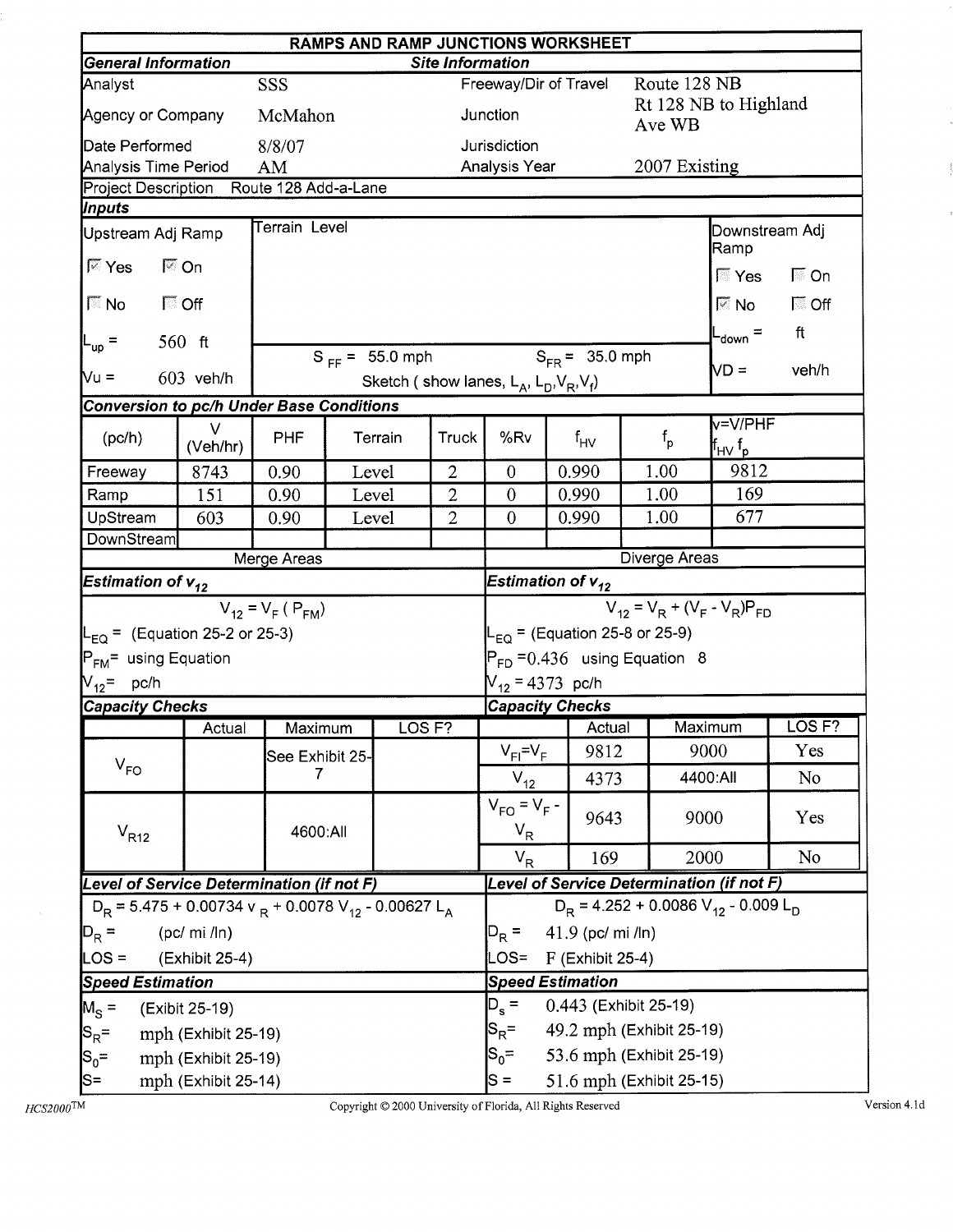# RAMPS AND RAMP JUNCTIONS WORKSHEET

| General Information | | Site Information | |
|---|---|---|---|
| Analyst | SSS | Freeway/Dir of Travel | Route 128 NB |
| Agency or Company | McMahon | Junction | Rt 128 NB to Highland Ave WB |
| Date Performed | 8/8/07 | Jurisdiction | |
| Analysis Time Period | AM | Analysis Year | 2007 Existing |

Project Description: Route 128 Add-a-Lane

## Inputs

| Upstream Adj Ramp | Terrain Level | Downstream Adj Ramp |
|---|---|---|
| ☑ Yes ☑ On | | ☐ Yes ☐ On |
| ☐ No ☐ Off | | ☑ No ☐ Off |
| $L_{up}$ = 560 ft | $S_{FF}$ = 55.0 mph $S_{FR}$ = 35.0 mph | $L_{down}$ = ft |
| Vu = 603 veh/h | Sketch ( show lanes, $L_A$, $L_D$, $V_R$, $V_f$) | VD = veh/h |

## Conversion to pc/h Under Base Conditions

| (pc/h) | V (Veh/hr) | PHF | Terrain | Truck | %Rv | $f_{HV}$ | $f_p$ | $v=V/PHF f_{HV} f_p$ |
|---|---|---|---|---|---|---|---|---|
| Freeway | 8743 | 0.90 | Level | 2 | 0 | 0.990 | 1.00 | 9812 |
| Ramp | 151 | 0.90 | Level | 2 | 0 | 0.990 | 1.00 | 169 |
| UpStream | 603 | 0.90 | Level | 2 | 0 | 0.990 | 1.00 | 677 |
| DownStream | | | | | | | | |

## Merge Areas

### Estimation of $v_{12}$

$V_{12} = V_F ( P_{FM})$

$L_{EQ}$ = (Equation 25-2 or 25-3)

$P_{FM}$= using Equation

$V_{12}$= pc/h

### Capacity Checks

| | Actual | Maximum | LOS F? |
|---|---|---|---|
| $V_{FO}$ | | See Exhibit 25-7 | |
| $V_{R12}$ | | 4600:All | |

### Level of Service Determination (if not F)

$D_R = 5.475 + 0.00734 v_R + 0.0078 V_{12} - 0.00627 L_A$

$D_R$ = (pc/ mi /ln)

LOS = (Exhibit 25-4)

### Speed Estimation

$M_S$ = (Exibit 25-19)

$S_R$= mph (Exhibit 25-19)

$S_0$= mph (Exhibit 25-19)

S= mph (Exhibit 25-14)

## Diverge Areas

### Estimation of $v_{12}$

$V_{12} = V_R + (V_F - V_R)P_{FD}$

$L_{EQ}$ = (Equation 25-8 or 25-9)

$P_{FD}$ =0.436 using Equation 8

$V_{12}$ = 4373 pc/h

### Capacity Checks

| | Actual | Maximum | LOS F? |
|---|---|---|---|
| $V_{FI}=V_F$ | 9812 | 9000 | Yes |
| $V_{12}$ | 4373 | 4400:All | No |
| $V_{FO} = V_F - V_R$ | 9643 | 9000 | Yes |
| $V_R$ | 169 | 2000 | No |

### Level of Service Determination (if not F)

$D_R = 4.252 + 0.0086 V_{12} - 0.009 L_D$

$D_R$ = 41.9 (pc/ mi /ln)

LOS= F (Exhibit 25-4)

### Speed Estimation

$D_s$ = 0.443 (Exhibit 25-19)

$S_R$= 49.2 mph (Exhibit 25-19)

$S_0$= 53.6 mph (Exhibit 25-19)

S = 51.6 mph (Exhibit 25-15)

HCS2000™ Copyright © 2000 University of Florida, All Rights Reserved Version 4.1d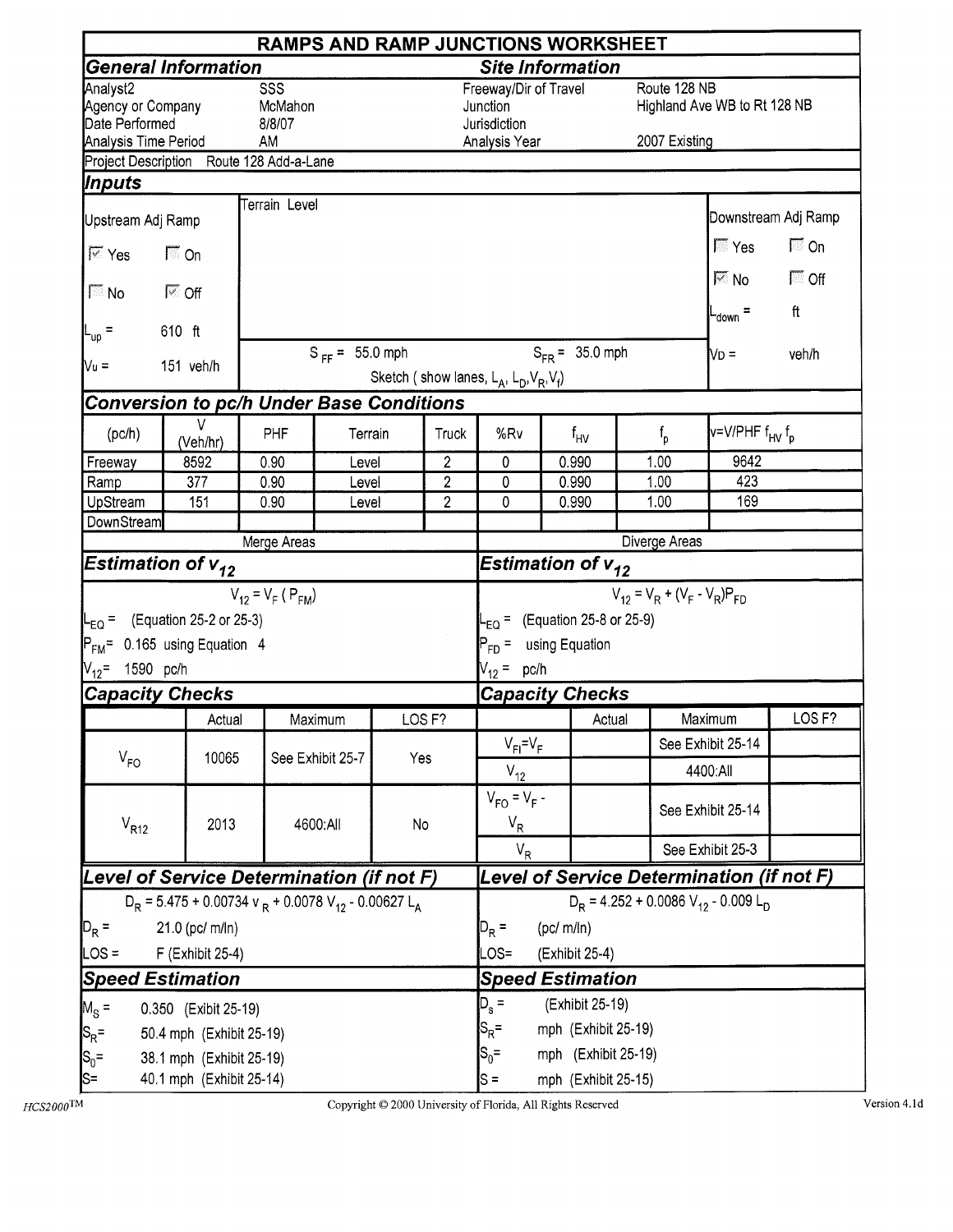# RAMPS AND RAMP JUNCTIONS WORKSHEET

## General Information

| | |
|---|---|
| Analyst2 | SSS |
| Agency or Company | McMahon |
| Date Performed | 8/8/07 |
| Analysis Time Period | AM |

## Site Information

| | |
|---|---|
| Freeway/Dir of Travel | Route 128 NB |
| Junction | Highland Ave WB to Rt 128 NB |
| Jurisdiction | |
| Analysis Year | 2007 Existing |

Project Description Route 128 Add-a-Lane

## Inputs

**Upstream Adj Ramp**

- [x] Yes [ ] On
- [ ] No [x] Off

$L_{up}$ = 610 ft

$V_u$ = 151 veh/h

Terrain Level

$S_{FF}$ = 55.0 mph $S_{FR}$ = 35.0 mph

Sketch ( show lanes, $L_A$, $L_D$, $V_R$, $V_f$)

**Downstream Adj Ramp**

- [ ] Yes [ ] On
- [x] No [ ] Off

$L_{down}$ = ft

$V_D$ = veh/h

## Conversion to pc/h Under Base Conditions

| (pc/h) | V (Veh/hr) | PHF | Terrain | Truck | %Rv | $f_{HV}$ | $f_p$ | $v=V/PHF\ f_{HV}\ f_p$ |
|---|---|---|---|---|---|---|---|---|
| Freeway | 8592 | 0.90 | Level | 2 | 0 | 0.990 | 1.00 | 9642 |
| Ramp | 377 | 0.90 | Level | 2 | 0 | 0.990 | 1.00 | 423 |
| UpStream | 151 | 0.90 | Level | 2 | 0 | 0.990 | 1.00 | 169 |
| DownStream | | | | | | | | |

## Merge Areas

### Estimation of $v_{12}$

$$V_{12} = V_F\ (P_{FM})$$

$L_{EQ}$ = (Equation 25-2 or 25-3)

$P_{FM}$ = 0.165 using Equation 4

$V_{12}$ = 1590 pc/h

### Capacity Checks

| | Actual | Maximum | LOS F? |
|---|---|---|---|
| $V_{FO}$ | 10065 | See Exhibit 25-7 | Yes |
| $V_{R12}$ | 2013 | 4600:All | No |

### Level of Service Determination (if not F)

$$D_R = 5.475 + 0.00734\ v_R + 0.0078\ V_{12} - 0.00627\ L_A$$

$D_R$ = 21.0 (pc/ m/ln)

LOS = F (Exhibit 25-4)

### Speed Estimation

$M_S$ = 0.350 (Exibit 25-19)

$S_R$ = 50.4 mph (Exhibit 25-19)

$S_0$ = 38.1 mph (Exhibit 25-19)

S = 40.1 mph (Exhibit 25-14)

## Diverge Areas

### Estimation of $v_{12}$

$$V_{12} = V_R + (V_F - V_R)P_{FD}$$

$L_{EQ}$ = (Equation 25-8 or 25-9)

$P_{FD}$ = using Equation

$V_{12}$ = pc/h

### Capacity Checks

| | Actual | Maximum | LOS F? |
|---|---|---|---|
| $V_{FI}=V_F$ | | See Exhibit 25-14 | |
| $V_{12}$ | | 4400:All | |
| $V_{FO} = V_F - V_R$ | | See Exhibit 25-14 | |
| $V_R$ | | See Exhibit 25-3 | |

### Level of Service Determination (if not F)

$$D_R = 4.252 + 0.0086\ V_{12} - 0.009\ L_D$$

$D_R$ = (pc/ m/ln)

LOS= (Exhibit 25-4)

### Speed Estimation

$D_s$ = (Exhibit 25-19)

$S_R$ = mph (Exhibit 25-19)

$S_0$ = mph (Exhibit 25-19)

S = mph (Exhibit 25-15)

HCS2000™ Copyright © 2000 University of Florida, All Rights Reserved Version 4.1d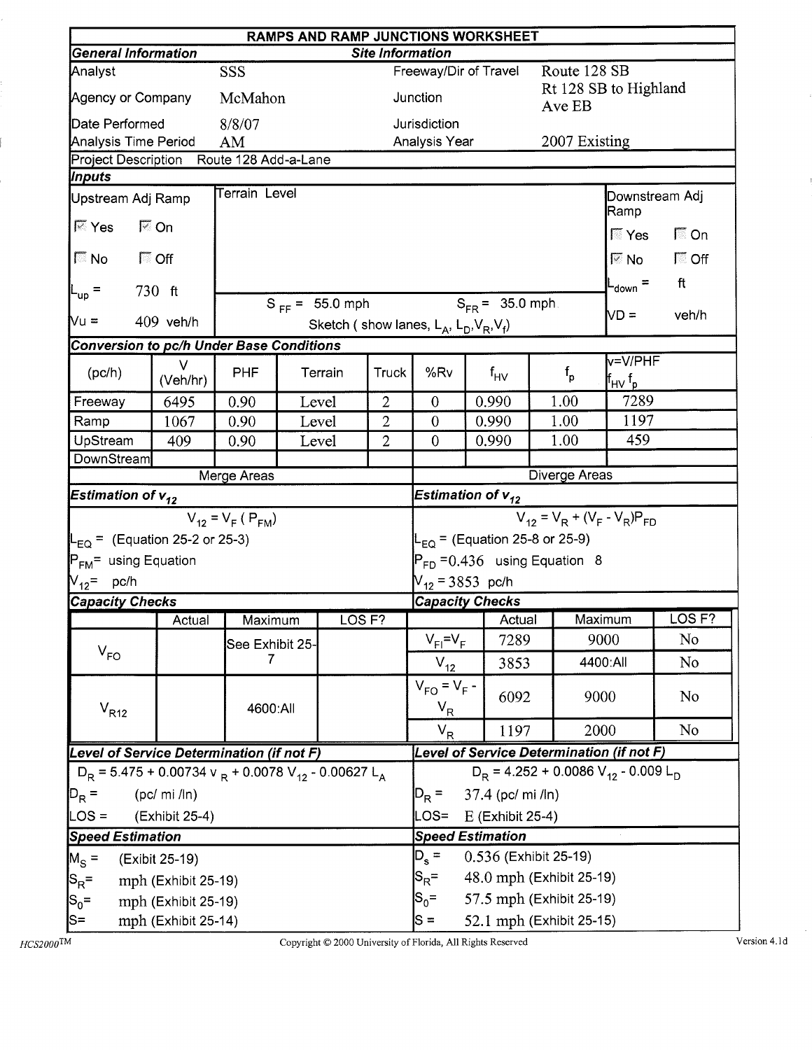# RAMPS AND RAMP JUNCTIONS WORKSHEET

| General Information | | Site Information | |
|---|---|---|---|
| Analyst | SSS | Freeway/Dir of Travel | Route 128 SB |
| Agency or Company | McMahon | Junction | Rt 128 SB to Highland Ave EB |
| Date Performed | 8/8/07 | Jurisdiction | |
| Analysis Time Period | AM | Analysis Year | 2007 Existing |

Project Description Route 128 Add-a-Lane

## Inputs

| Upstream Adj Ramp | Terrain Level | Downstream Adj Ramp |
|---|---|---|
| ☑ Yes ☑ On | | ☐ Yes ☐ On |
| ☐ No ☐ Off | | ☑ No ☐ Off |
| $L_{up}$ = 730 ft | $S_{FF}$ = 55.0 mph $S_{FR}$ = 35.0 mph | $L_{down}$ = ft |
| Vu = 409 veh/h | Sketch ( show lanes, $L_A$, $L_D$, $V_R$, $V_f$) | VD = veh/h |

## Conversion to pc/h Under Base Conditions

| (pc/h) | V (Veh/hr) | PHF | Terrain | Truck | %Rv | $f_{HV}$ | $f_p$ | $v=V/PHF\ f_{HV}\ f_p$ |
|---|---|---|---|---|---|---|---|---|
| Freeway | 6495 | 0.90 | Level | 2 | 0 | 0.990 | 1.00 | 7289 |
| Ramp | 1067 | 0.90 | Level | 2 | 0 | 0.990 | 1.00 | 1197 |
| UpStream | 409 | 0.90 | Level | 2 | 0 | 0.990 | 1.00 | 459 |
| DownStream | | | | | | | | |

## Merge Areas

### Estimation of $v_{12}$

$V_{12} = V_F\ (P_{FM})$

$L_{EQ}$ = (Equation 25-2 or 25-3)

$P_{FM}$ = using Equation

$V_{12}$ = pc/h

### Capacity Checks

| | Actual | Maximum | LOS F? |
|---|---|---|---|
| $V_{FO}$ | | See Exhibit 25-7 | |
| $V_{R12}$ | | 4600:All | |

### Level of Service Determination (if not F)

$D_R = 5.475 + 0.00734\ v_R + 0.0078\ V_{12} - 0.00627\ L_A$

$D_R$ = (pc/ mi /ln)

LOS = (Exhibit 25-4)

### Speed Estimation

$M_S$ = (Exibit 25-19)

$S_R$ = mph (Exhibit 25-19)

$S_0$ = mph (Exhibit 25-19)

S = mph (Exhibit 25-14)

## Diverge Areas

### Estimation of $v_{12}$

$V_{12} = V_R + (V_F - V_R)P_{FD}$

$L_{EQ}$ = (Equation 25-8 or 25-9)

$P_{FD}$ = 0.436 using Equation 8

$V_{12}$ = 3853 pc/h

### Capacity Checks

| | Actual | Maximum | LOS F? |
|---|---|---|---|
| $V_{FI} = V_F$ | 7289 | 9000 | No |
| $V_{12}$ | 3853 | 4400:All | No |
| $V_{FO} = V_F - V_R$ | 6092 | 9000 | No |
| $V_R$ | 1197 | 2000 | No |

### Level of Service Determination (if not F)

$D_R = 4.252 + 0.0086\ V_{12} - 0.009\ L_D$

$D_R$ = 37.4 (pc/ mi /ln)

LOS = E (Exhibit 25-4)

### Speed Estimation

$D_s$ = 0.536 (Exhibit 25-19)

$S_R$ = 48.0 mph (Exhibit 25-19)

$S_0$ = 57.5 mph (Exhibit 25-19)

S = 52.1 mph (Exhibit 25-15)

HCS2000™ Copyright © 2000 University of Florida, All Rights Reserved Version 4.1d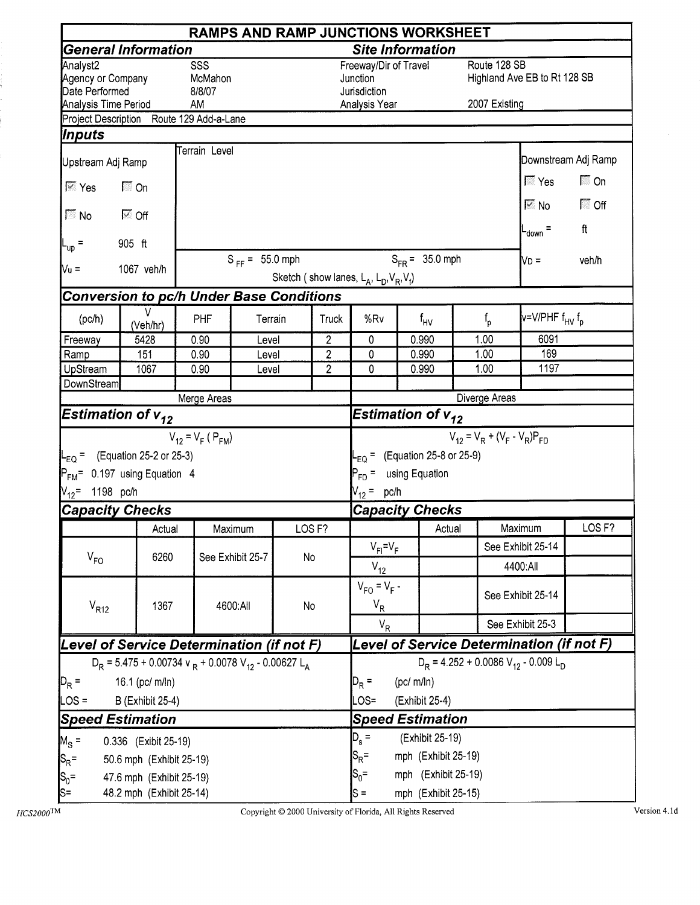# RAMPS AND RAMP JUNCTIONS WORKSHEET

## General Information

| | |
|---|---|
| Analyst2 | SSS |
| Agency or Company | McMahon |
| Date Performed | 8/8/07 |
| Analysis Time Period | AM |

## Site Information

| | |
|---|---|
| Freeway/Dir of Travel | Route 128 SB |
| Junction | Highland Ave EB to Rt 128 SB |
| Jurisdiction | |
| Analysis Year | 2007 Existing |

Project Description Route 129 Add-a-Lane

## Inputs

**Upstream Adj Ramp**

☑ Yes ☐ On

☐ No ☑ Off

$L_{up}$ = 905 ft

$V_u$ = 1067 veh/h

Terrain Level

$S_{FF}$ = 55.0 mph $S_{FR}$ = 35.0 mph

Sketch ( show lanes, $L_A$, $L_D$, $V_R$, $V_f$)

**Downstream Adj Ramp**

☐ Yes ☐ On

☑ No ☐ Off

$L_{down}$ = ft

$V_D$ = veh/h

## Conversion to pc/h Under Base Conditions

| (pc/h) | V (Veh/hr) | PHF | Terrain | Truck | %Rv | $f_{HV}$ | $f_p$ | $v=V/PHF\ f_{HV}\ f_p$ |
|---|---|---|---|---|---|---|---|---|
| Freeway | 5428 | 0.90 | Level | 2 | 0 | 0.990 | 1.00 | 6091 |
| Ramp | 151 | 0.90 | Level | 2 | 0 | 0.990 | 1.00 | 169 |
| UpStream | 1067 | 0.90 | Level | 2 | 0 | 0.990 | 1.00 | 1197 |
| DownStream | | | | | | | | |

## Merge Areas

### Estimation of $v_{12}$

$$V_{12} = V_F\ (P_{FM})$$

$L_{EQ}$ = (Equation 25-2 or 25-3)

$P_{FM}$ = 0.197 using Equation 4

$V_{12}$ = 1198 pc/h

### Capacity Checks

| | Actual | Maximum | LOS F? |
|---|---|---|---|
| $V_{FO}$ | 6260 | See Exhibit 25-7 | No |
| $V_{R12}$ | 1367 | 4600:All | No |

### Level of Service Determination (if not F)

$$D_R = 5.475 + 0.00734\ v_R + 0.0078\ V_{12} - 0.00627\ L_A$$

$D_R$ = 16.1 (pc/ m/ln)

LOS = B (Exhibit 25-4)

### Speed Estimation

$M_S$ = 0.336 (Exibit 25-19)

$S_R$ = 50.6 mph (Exhibit 25-19)

$S_0$ = 47.6 mph (Exhibit 25-19)

S = 48.2 mph (Exhibit 25-14)

## Diverge Areas

### Estimation of $v_{12}$

$$V_{12} = V_R + (V_F - V_R)P_{FD}$$

$L_{EQ}$ = (Equation 25-8 or 25-9)

$P_{FD}$ = using Equation

$V_{12}$ = pc/h

### Capacity Checks

| | Actual | Maximum | LOS F? |
|---|---|---|---|
| $V_{FI}=V_F$ | | See Exhibit 25-14 | |
| $V_{12}$ | | 4400:All | |
| $V_{FO} = V_F - V_R$ | | See Exhibit 25-14 | |
| $V_R$ | | See Exhibit 25-3 | |

### Level of Service Determination (if not F)

$$D_R = 4.252 + 0.0086\ V_{12} - 0.009\ L_D$$

$D_R$ = (pc/ m/ln)

LOS= (Exhibit 25-4)

### Speed Estimation

$D_s$ = (Exhibit 25-19)

$S_R$ = mph (Exhibit 25-19)

$S_0$ = mph (Exhibit 25-19)

S = mph (Exhibit 25-15)

HCS2000™ Copyright © 2000 University of Florida, All Rights Reserved Version 4.1d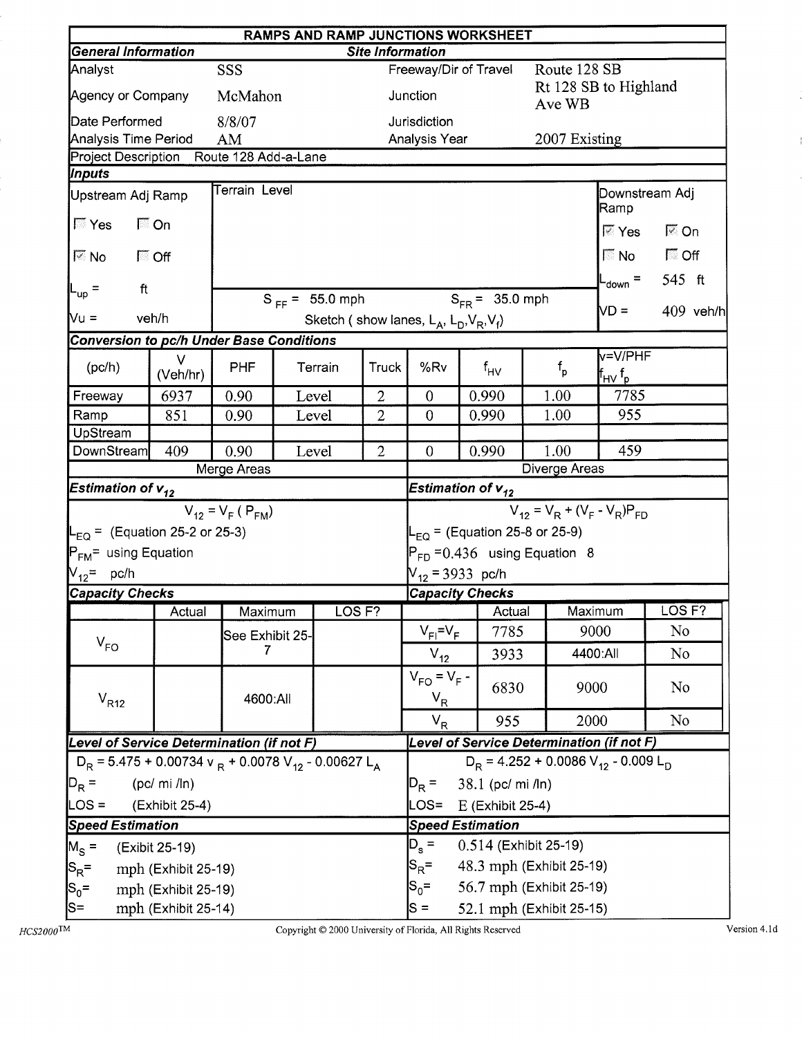# RAMPS AND RAMP JUNCTIONS WORKSHEET

| General Information | | Site Information | |
|---|---|---|---|
| Analyst | SSS | Freeway/Dir of Travel | Route 128 SB |
| Agency or Company | McMahon | Junction | Rt 128 SB to Highland Ave WB |
| Date Performed | 8/8/07 | Jurisdiction | |
| Analysis Time Period | AM | Analysis Year | 2007 Existing |

Project Description Route 128 Add-a-Lane

## Inputs

| Upstream Adj Ramp | Terrain Level | Downstream Adj Ramp |
|---|---|---|
| ☐ Yes ☐ On | | ☑ Yes ☑ On |
| ☑ No ☐ Off | | ☐ No ☐ Off |
| $L_{up}$ = ft | $S_{FF}$ = 55.0 mph $S_{FR}$ = 35.0 mph | $L_{down}$ = 545 ft |
| Vu = veh/h | Sketch ( show lanes, $L_A$, $L_D$, $V_R$, $V_f$) | VD = 409 veh/h |

## Conversion to pc/h Under Base Conditions

| (pc/h) | V (Veh/hr) | PHF | Terrain | Truck | %Rv | $f_{HV}$ | $f_p$ | $v=V/PHF\ f_{HV}\ f_p$ |
|---|---|---|---|---|---|---|---|---|
| Freeway | 6937 | 0.90 | Level | 2 | 0 | 0.990 | 1.00 | 7785 |
| Ramp | 851 | 0.90 | Level | 2 | 0 | 0.990 | 1.00 | 955 |
| UpStream | | | | | | | | |
| DownStream | 409 | 0.90 | Level | 2 | 0 | 0.990 | 1.00 | 459 |

## Merge Areas

### Estimation of $v_{12}$

$V_{12} = V_F\ (P_{FM})$

$L_{EQ}$ = (Equation 25-2 or 25-3)

$P_{FM}$= using Equation

$V_{12}$= pc/h

### Capacity Checks

| | Actual | Maximum | LOS F? |
|---|---|---|---|
| $V_{FO}$ | | See Exhibit 25-7 | |
| $V_{R12}$ | | 4600:All | |

### Level of Service Determination (if not F)

$D_R = 5.475 + 0.00734\ v_R + 0.0078\ V_{12} - 0.00627\ L_A$

$D_R$ = (pc/ mi /ln)

LOS = (Exhibit 25-4)

### Speed Estimation

$M_S$ = (Exibit 25-19)

$S_R$= mph (Exhibit 25-19)

$S_0$= mph (Exhibit 25-19)

S= mph (Exhibit 25-14)

## Diverge Areas

### Estimation of $v_{12}$

$V_{12} = V_R + (V_F - V_R)P_{FD}$

$L_{EQ}$ = (Equation 25-8 or 25-9)

$P_{FD}$ =0.436 using Equation 8

$V_{12}$ = 3933 pc/h

### Capacity Checks

| | Actual | Maximum | LOS F? |
|---|---|---|---|
| $V_{FI}=V_F$ | 7785 | 9000 | No |
| $V_{12}$ | 3933 | 4400:All | No |
| $V_{FO} = V_F - V_R$ | 6830 | 9000 | No |
| $V_R$ | 955 | 2000 | No |

### Level of Service Determination (if not F)

$D_R = 4.252 + 0.0086\ V_{12} - 0.009\ L_D$

$D_R$ = 38.1 (pc/ mi /ln)

LOS= E (Exhibit 25-4)

### Speed Estimation

$D_s$ = 0.514 (Exhibit 25-19)

$S_R$= 48.3 mph (Exhibit 25-19)

$S_0$= 56.7 mph (Exhibit 25-19)

S = 52.1 mph (Exhibit 25-15)

HCS2000™ Copyright © 2000 University of Florida, All Rights Reserved Version 4.1d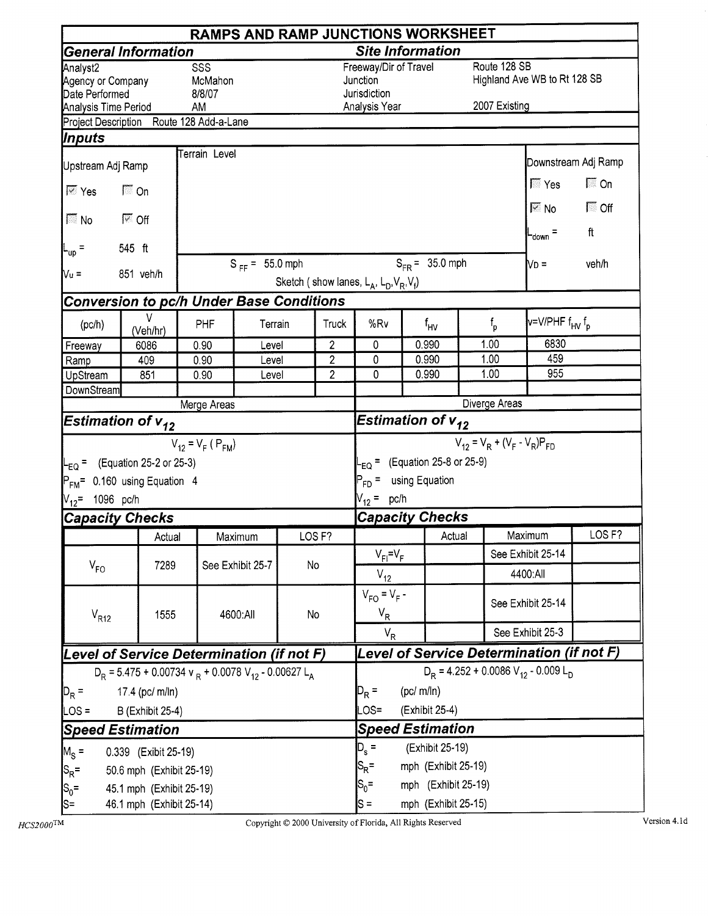# RAMPS AND RAMP JUNCTIONS WORKSHEET

## General Information

| | |
|---|---|
| Analyst2 | SSS |
| Agency or Company | McMahon |
| Date Performed | 8/8/07 |
| Analysis Time Period | AM |

## Site Information

| | |
|---|---|
| Freeway/Dir of Travel | Route 128 SB |
| Junction | Highland Ave WB to Rt 128 SB |
| Jurisdiction | |
| Analysis Year | 2007 Existing |

Project Description Route 128 Add-a-Lane

## Inputs

**Upstream Adj Ramp**

- [x] Yes
- [ ] On
- [ ] No
- [x] Off

$L_{up}$ = 545 ft

$V_u$ = 851 veh/h

Terrain Level

$S_{FF}$ = 55.0 mph $S_{FR}$ = 35.0 mph

Sketch ( show lanes, $L_A$, $L_D$, $V_R$, $V_f$)

**Downstream Adj Ramp**

- [ ] Yes
- [ ] On
- [x] No
- [ ] Off

$L_{down}$ = ft

$V_D$ = veh/h

## Conversion to pc/h Under Base Conditions

| (pc/h) | V (Veh/hr) | PHF | Terrain | Truck | %Rv | $f_{HV}$ | $f_p$ | $v=V/PHF\ f_{HV}\ f_p$ |
|---|---|---|---|---|---|---|---|---|
| Freeway | 6086 | 0.90 | Level | 2 | 0 | 0.990 | 1.00 | 6830 |
| Ramp | 409 | 0.90 | Level | 2 | 0 | 0.990 | 1.00 | 459 |
| UpStream | 851 | 0.90 | Level | 2 | 0 | 0.990 | 1.00 | 955 |
| DownStream | | | | | | | | |

## Merge Areas

### Estimation of $v_{12}$

$$V_{12} = V_F\ (P_{FM})$$

$L_{EQ}$ = (Equation 25-2 or 25-3)

$P_{FM}$ = 0.160 using Equation 4

$V_{12}$ = 1096 pc/h

### Capacity Checks

| | Actual | Maximum | LOS F? |
|---|---|---|---|
| $V_{FO}$ | 7289 | See Exhibit 25-7 | No |
| $V_{R12}$ | 1555 | 4600:All | No |

### Level of Service Determination (if not F)

$$D_R = 5.475 + 0.00734\ v_R + 0.0078\ V_{12} - 0.00627\ L_A$$

$D_R$ = 17.4 (pc/ m/ln)

LOS = B (Exhibit 25-4)

### Speed Estimation

$M_S$ = 0.339 (Exibit 25-19)

$S_R$= 50.6 mph (Exhibit 25-19)

$S_0$= 45.1 mph (Exhibit 25-19)

S= 46.1 mph (Exhibit 25-14)

## Diverge Areas

### Estimation of $v_{12}$

$$V_{12} = V_R + (V_F - V_R)P_{FD}$$

$L_{EQ}$ = (Equation 25-8 or 25-9)

$P_{FD}$ = using Equation

$V_{12}$ = pc/h

### Capacity Checks

| | Actual | Maximum | LOS F? |
|---|---|---|---|
| $V_{FI}=V_F$ | | See Exhibit 25-14 | |
| $V_{12}$ | | 4400:All | |
| $V_{FO} = V_F - V_R$ | | See Exhibit 25-14 | |
| $V_R$ | | See Exhibit 25-3 | |

### Level of Service Determination (if not F)

$$D_R = 4.252 + 0.0086\ V_{12} - 0.009\ L_D$$

$D_R$ = (pc/ m/ln)

LOS= (Exhibit 25-4)

### Speed Estimation

$D_s$ = (Exhibit 25-19)

$S_R$= mph (Exhibit 25-19)

$S_0$= mph (Exhibit 25-19)

S = mph (Exhibit 25-15)

HCS2000™ Copyright © 2000 University of Florida, All Rights Reserved Version 4.1d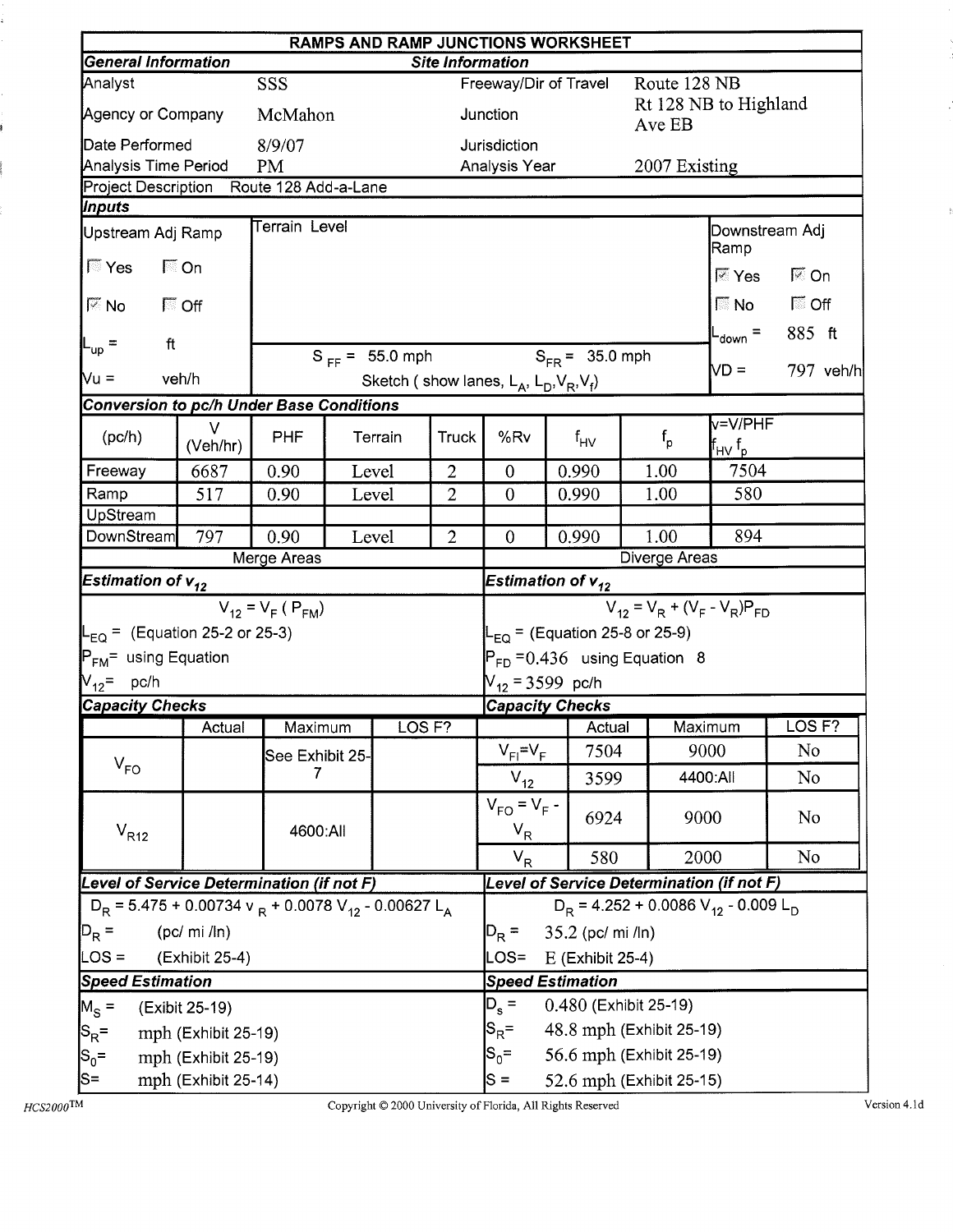# RAMPS AND RAMP JUNCTIONS WORKSHEET

| General Information | | Site Information | |
|---|---|---|---|
| Analyst | SSS | Freeway/Dir of Travel | Route 128 NB |
| Agency or Company | McMahon | Junction | Rt 128 NB to Highland Ave EB |
| Date Performed | 8/9/07 | Jurisdiction | |
| Analysis Time Period | PM | Analysis Year | 2007 Existing |

Project Description Route 128 Add-a-Lane

## Inputs

| Upstream Adj Ramp | Terrain Level | Downstream Adj Ramp |
|---|---|---|
| ☐ Yes ☐ On | | ☑ Yes ☑ On |
| ☑ No ☐ Off | | ☐ No ☐ Off |
| $L_{up}$ = ft | $S_{FF}$ = 55.0 mph $S_{FR}$ = 35.0 mph | $L_{down}$ = 885 ft |
| Vu = veh/h | Sketch ( show lanes, $L_A$, $L_D$, $V_R$, $V_f$) | VD = 797 veh/h |

## Conversion to pc/h Under Base Conditions

| (pc/h) | V (Veh/hr) | PHF | Terrain | Truck | %Rv | $f_{HV}$ | $f_p$ | $v = V/PHF\ f_{HV}\ f_p$ |
|---|---|---|---|---|---|---|---|---|
| Freeway | 6687 | 0.90 | Level | 2 | 0 | 0.990 | 1.00 | 7504 |
| Ramp | 517 | 0.90 | Level | 2 | 0 | 0.990 | 1.00 | 580 |
| UpStream | | | | | | | | |
| DownStream | 797 | 0.90 | Level | 2 | 0 | 0.990 | 1.00 | 894 |

## Merge Areas

### Estimation of $v_{12}$

$V_{12} = V_F ( P_{FM})$

$L_{EQ}$ = (Equation 25-2 or 25-3)

$P_{FM}$ = using Equation

$V_{12}$ = pc/h

### Capacity Checks

| | Actual | Maximum | LOS F? |
|---|---|---|---|
| $V_{FO}$ | | See Exhibit 25-7 | |
| $V_{R12}$ | | 4600:All | |

### Level of Service Determination (if not F)

$D_R = 5.475 + 0.00734\ v_R + 0.0078\ V_{12} - 0.00627\ L_A$

$D_R$ = (pc/ mi /ln)

LOS = (Exhibit 25-4)

### Speed Estimation

$M_S$ = (Exibit 25-19)

$S_R$ = mph (Exhibit 25-19)

$S_0$ = mph (Exhibit 25-19)

S = mph (Exhibit 25-14)

## Diverge Areas

### Estimation of $v_{12}$

$V_{12} = V_R + (V_F - V_R)P_{FD}$

$L_{EQ}$ = (Equation 25-8 or 25-9)

$P_{FD}$ = 0.436 using Equation 8

$V_{12}$ = 3599 pc/h

### Capacity Checks

| | Actual | Maximum | LOS F? |
|---|---|---|---|
| $V_{FI} = V_F$ | 7504 | 9000 | No |
| $V_{12}$ | 3599 | 4400:All | No |
| $V_{FO} = V_F - V_R$ | 6924 | 9000 | No |
| $V_R$ | 580 | 2000 | No |

### Level of Service Determination (if not F)

$D_R = 4.252 + 0.0086\ V_{12} - 0.009\ L_D$

$D_R$ = 35.2 (pc/ mi /ln)

LOS= E (Exhibit 25-4)

### Speed Estimation

$D_s$ = 0.480 (Exhibit 25-19)

$S_R$ = 48.8 mph (Exhibit 25-19)

$S_0$ = 56.6 mph (Exhibit 25-19)

S = 52.6 mph (Exhibit 25-15)

HCS2000™ Copyright © 2000 University of Florida, All Rights Reserved Version 4.1d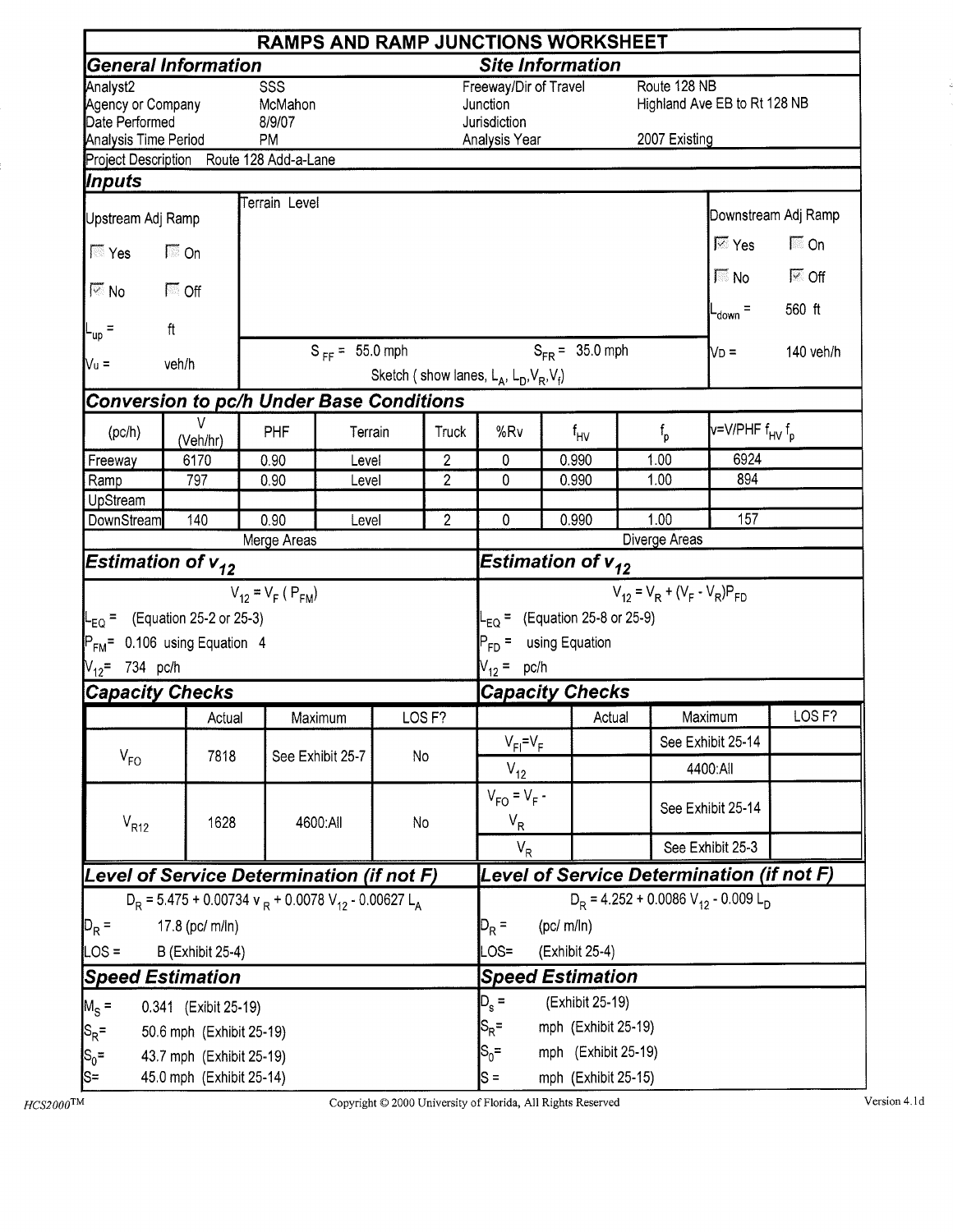# RAMPS AND RAMP JUNCTIONS WORKSHEET

## General Information

| | |
|---|---|
| Analyst2 | SSS |
| Agency or Company | McMahon |
| Date Performed | 8/9/07 |
| Analysis Time Period | PM |

## Site Information

| | |
|---|---|
| Freeway/Dir of Travel | Route 128 NB |
| Junction | Highland Ave EB to Rt 128 NB |
| Jurisdiction | |
| Analysis Year | 2007 Existing |

Project Description Route 128 Add-a-Lane

## Inputs

Upstream Adj Ramp: Yes ☐ On ☐ No ☑ Off ☐

$L_{up}$ = ft

$V_u$ = veh/h

Terrain Level

$S_{FF}$ = 55.0 mph $S_{FR}$ = 35.0 mph

Sketch ( show lanes, $L_A$, $L_D$, $V_R$, $V_f$)

Downstream Adj Ramp: Yes ☑ On ☐ No ☐ Off ☑

$L_{down}$ = 560 ft

$V_D$ = 140 veh/h

## Conversion to pc/h Under Base Conditions

| (pc/h) | V (Veh/hr) | PHF | Terrain | Truck | %Rv | $f_{HV}$ | $f_p$ | $v=V/PHF\ f_{HV}\ f_p$ |
|---|---|---|---|---|---|---|---|---|
| Freeway | 6170 | 0.90 | Level | 2 | 0 | 0.990 | 1.00 | 6924 |
| Ramp | 797 | 0.90 | Level | 2 | 0 | 0.990 | 1.00 | 894 |
| UpStream | | | | | | | | |
| DownStream | 140 | 0.90 | Level | 2 | 0 | 0.990 | 1.00 | 157 |

## Merge Areas

### Estimation of $v_{12}$

$V_{12} = V_F\ (P_{FM})$

$L_{EQ}$ = (Equation 25-2 or 25-3)

$P_{FM}$ = 0.106 using Equation 4

$V_{12}$ = 734 pc/h

### Capacity Checks

| | Actual | Maximum | LOS F? |
|---|---|---|---|
| $V_{FO}$ | 7818 | See Exhibit 25-7 | No |
| $V_{R12}$ | 1628 | 4600:All | No |

### Level of Service Determination (if not F)

$D_R = 5.475 + 0.00734\ v_R + 0.0078\ V_{12} - 0.00627\ L_A$

$D_R$ = 17.8 (pc/ m/ln)

LOS = B (Exhibit 25-4)

### Speed Estimation

$M_S$ = 0.341 (Exibit 25-19)

$S_R$ = 50.6 mph (Exhibit 25-19)

$S_0$ = 43.7 mph (Exhibit 25-19)

S = 45.0 mph (Exhibit 25-14)

## Diverge Areas

### Estimation of $v_{12}$

$V_{12} = V_R + (V_F - V_R)P_{FD}$

$L_{EQ}$ = (Equation 25-8 or 25-9)

$P_{FD}$ = using Equation

$V_{12}$ = pc/h

### Capacity Checks

| | Actual | Maximum | LOS F? |
|---|---|---|---|
| $V_{FI}=V_F$ | | See Exhibit 25-14 | |
| $V_{12}$ | | 4400:All | |
| $V_{FO} = V_F - V_R$ | | See Exhibit 25-14 | |
| $V_R$ | | See Exhibit 25-3 | |

### Level of Service Determination (if not F)

$D_R = 4.252 + 0.0086\ V_{12} - 0.009\ L_D$

$D_R$ = (pc/ m/ln)

LOS= (Exhibit 25-4)

### Speed Estimation

$D_s$ = (Exhibit 25-19)

$S_R$ = mph (Exhibit 25-19)

$S_0$ = mph (Exhibit 25-19)

S = mph (Exhibit 25-15)

HCS2000™ Copyright © 2000 University of Florida, All Rights Reserved Version 4.1d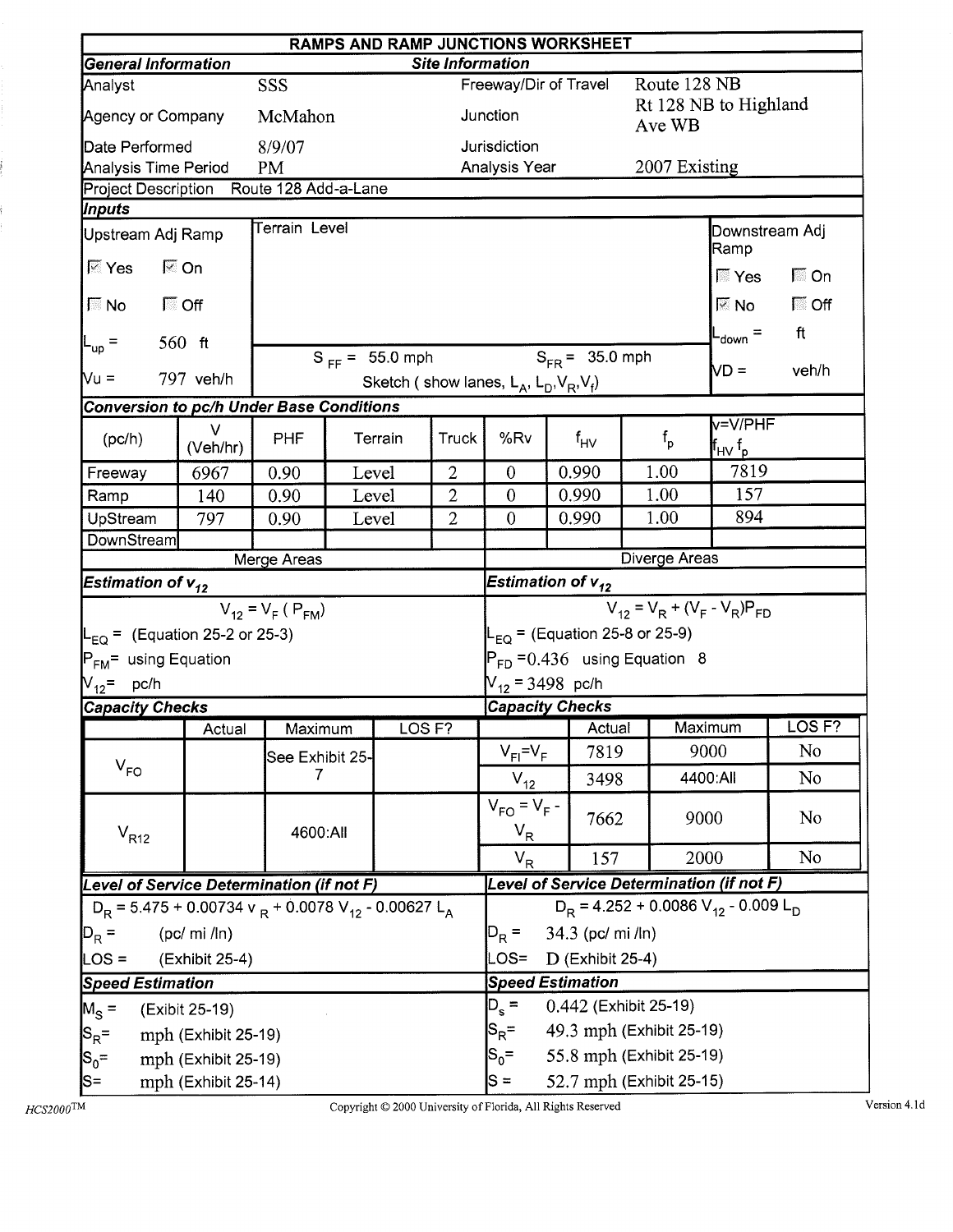# RAMPS AND RAMP JUNCTIONS WORKSHEET

| General Information | | Site Information | |
|---|---|---|---|
| Analyst | SSS | Freeway/Dir of Travel | Route 128 NB |
| Agency or Company | McMahon | Junction | Rt 128 NB to Highland Ave WB |
| Date Performed | 8/9/07 | Jurisdiction | |
| Analysis Time Period | PM | Analysis Year | 2007 Existing |

Project Description Route 128 Add-a-Lane

## Inputs

| Upstream Adj Ramp | Terrain Level | Downstream Adj Ramp |
|---|---|---|
| ☑ Yes ☑ On | | ☐ Yes ☐ On |
| ☐ No ☐ Off | | ☑ No ☐ Off |
| $L_{up}$ = 560 ft | $S_{FF}$ = 55.0 mph $S_{FR}$ = 35.0 mph | $L_{down}$ = ft |
| Vu = 797 veh/h | Sketch ( show lanes, $L_A$, $L_D$, $V_R$, $V_f$) | VD = veh/h |

## Conversion to pc/h Under Base Conditions

| (pc/h) | V (Veh/hr) | PHF | Terrain | Truck | %Rv | $f_{HV}$ | $f_p$ | v=V/PHF $f_{HV}$ $f_p$ |
|---|---|---|---|---|---|---|---|---|
| Freeway | 6967 | 0.90 | Level | 2 | 0 | 0.990 | 1.00 | 7819 |
| Ramp | 140 | 0.90 | Level | 2 | 0 | 0.990 | 1.00 | 157 |
| UpStream | 797 | 0.90 | Level | 2 | 0 | 0.990 | 1.00 | 894 |
| DownStream | | | | | | | | |

## Merge Areas

### Estimation of $v_{12}$

$V_{12} = V_F ( P_{FM})$

$L_{EQ}$ = (Equation 25-2 or 25-3)

$P_{FM}$= using Equation

$V_{12}$= pc/h

### Capacity Checks

| | Actual | Maximum | LOS F? |
|---|---|---|---|
| $V_{FO}$ | | See Exhibit 25-7 | |
| $V_{R12}$ | | 4600:All | |

### Level of Service Determination (if not F)

$D_R = 5.475 + 0.00734\ v_R + 0.0078\ V_{12} - 0.00627\ L_A$

$D_R$ = (pc/ mi /ln)

LOS = (Exhibit 25-4)

### Speed Estimation

$M_S$ = (Exibit 25-19)

$S_R$= mph (Exhibit 25-19)

$S_0$= mph (Exhibit 25-19)

S= mph (Exhibit 25-14)

## Diverge Areas

### Estimation of $v_{12}$

$V_{12} = V_R + (V_F - V_R)P_{FD}$

$L_{EQ}$ = (Equation 25-8 or 25-9)

$P_{FD}$ =0.436 using Equation 8

$V_{12}$ = 3498 pc/h

### Capacity Checks

| | Actual | Maximum | LOS F? |
|---|---|---|---|
| $V_{FI}=V_F$ | 7819 | 9000 | No |
| $V_{12}$ | 3498 | 4400:All | No |
| $V_{FO} = V_F - V_R$ | 7662 | 9000 | No |
| $V_R$ | 157 | 2000 | No |

### Level of Service Determination (if not F)

$D_R = 4.252 + 0.0086\ V_{12} - 0.009\ L_D$

$D_R$ = 34.3 (pc/ mi /ln)

LOS= D (Exhibit 25-4)

### Speed Estimation

$D_s$ = 0.442 (Exhibit 25-19)

$S_R$= 49.3 mph (Exhibit 25-19)

$S_0$= 55.8 mph (Exhibit 25-19)

S = 52.7 mph (Exhibit 25-15)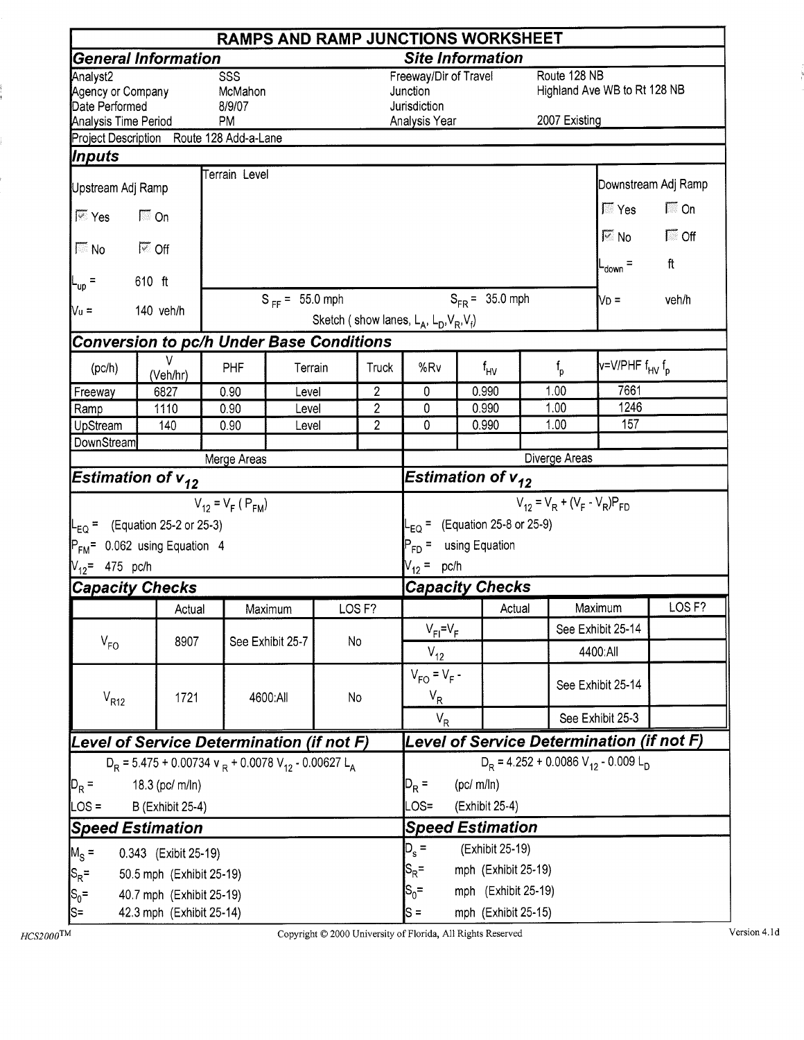# RAMPS AND RAMP JUNCTIONS WORKSHEET

## General Information

| | |
|---|---|
| Analyst2 | SSS |
| Agency or Company | McMahon |
| Date Performed | 8/9/07 |
| Analysis Time Period | PM |

## Site Information

| | |
|---|---|
| Freeway/Dir of Travel | Route 128 NB |
| Junction | Highland Ave WB to Rt 128 NB |
| Jurisdiction | |
| Analysis Year | 2007 Existing |

Project Description Route 128 Add-a-Lane

## Inputs

**Upstream Adj Ramp**

- [x] Yes
- [ ] On
- [ ] No
- [x] Off

$L_{up}$ = 610 ft

$V_u$ = 140 veh/h

Terrain Level

$S_{FF}$ = 55.0 mph

$S_{FR}$ = 35.0 mph

Sketch ( show lanes, $L_A$, $L_D$, $V_R$, $V_f$)

**Downstream Adj Ramp**

- [ ] Yes
- [ ] On
- [x] No
- [ ] Off

$L_{down}$ = ft

$V_D$ = veh/h

## Conversion to pc/h Under Base Conditions

| (pc/h) | V (Veh/hr) | PHF | Terrain | Truck | %Rv | $f_{HV}$ | $f_p$ | $v=V/PHF\ f_{HV}\ f_p$ |
|---|---|---|---|---|---|---|---|---|
| Freeway | 6827 | 0.90 | Level | 2 | 0 | 0.990 | 1.00 | 7661 |
| Ramp | 1110 | 0.90 | Level | 2 | 0 | 0.990 | 1.00 | 1246 |
| UpStream | 140 | 0.90 | Level | 2 | 0 | 0.990 | 1.00 | 157 |
| DownStream | | | | | | | | |

## Merge Areas

### Estimation of $v_{12}$

$$V_{12} = V_F\ (P_{FM})$$

$L_{EQ}$ = (Equation 25-2 or 25-3)

$P_{FM}$= 0.062 using Equation 4

$V_{12}$= 475 pc/h

### Capacity Checks

| | Actual | Maximum | LOS F? |
|---|---|---|---|
| $V_{FO}$ | 8907 | See Exhibit 25-7 | No |
| $V_{R12}$ | 1721 | 4600:All | No |

### Level of Service Determination (if not F)

$$D_R = 5.475 + 0.00734\ v_R + 0.0078\ V_{12} - 0.00627\ L_A$$

$D_R$ = 18.3 (pc/ m/ln)

LOS = B (Exhibit 25-4)

### Speed Estimation

$M_S$ = 0.343 (Exibit 25-19)

$S_R$= 50.5 mph (Exhibit 25-19)

$S_0$= 40.7 mph (Exhibit 25-19)

S= 42.3 mph (Exhibit 25-14)

## Diverge Areas

### Estimation of $v_{12}$

$$V_{12} = V_R + (V_F - V_R)P_{FD}$$

$L_{EQ}$ = (Equation 25-8 or 25-9)

$P_{FD}$ = using Equation

$V_{12}$ = pc/h

### Capacity Checks

| | Actual | Maximum | LOS F? |
|---|---|---|---|
| $V_{FI}=V_F$ | | See Exhibit 25-14 | |
| $V_{12}$ | | 4400:All | |
| $V_{FO} = V_F - V_R$ | | See Exhibit 25-14 | |
| $V_R$ | | See Exhibit 25-3 | |

### Level of Service Determination (if not F)

$$D_R = 4.252 + 0.0086\ V_{12} - 0.009\ L_D$$

$D_R$ = (pc/ m/ln)

LOS= (Exhibit 25-4)

### Speed Estimation

$D_s$ = (Exhibit 25-19)

$S_R$= mph (Exhibit 25-19)

$S_0$= mph (Exhibit 25-19)

S = mph (Exhibit 25-15)

HCS2000™ Copyright © 2000 University of Florida, All Rights Reserved Version 4.1d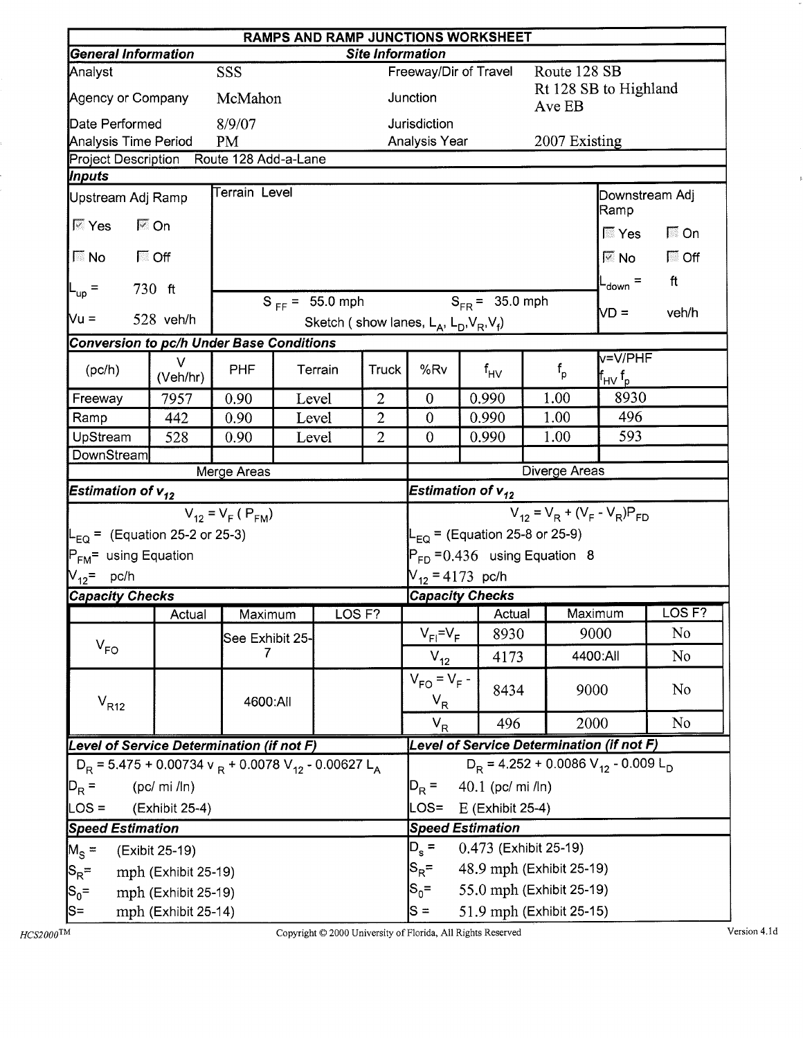# RAMPS AND RAMP JUNCTIONS WORKSHEET

| General Information | | Site Information | |
|---|---|---|---|
| Analyst | SSS | Freeway/Dir of Travel | Route 128 SB |
| Agency or Company | McMahon | Junction | Rt 128 SB to Highland Ave EB |
| Date Performed | 8/9/07 | Jurisdiction | |
| Analysis Time Period | PM | Analysis Year | 2007 Existing |

Project Description: Route 128 Add-a-Lane

## Inputs

| Upstream Adj Ramp | Terrain Level | Downstream Adj Ramp |
|---|---|---|
| ☑ Yes ☑ On | | ☐ Yes ☐ On |
| ☐ No ☐ Off | | ☑ No ☐ Off |
| $L_{up}$ = 730 ft | $S_{FF}$ = 55.0 mph $S_{FR}$ = 35.0 mph | $L_{down}$ = ft |
| Vu = 528 veh/h | Sketch ( show lanes, $L_A$, $L_D$, $V_R$, $V_f$) | VD = veh/h |

## Conversion to pc/h Under Base Conditions

| (pc/h) | V (Veh/hr) | PHF | Terrain | Truck | %Rv | $f_{HV}$ | $f_p$ | $v=V/PHF\ f_{HV}\ f_p$ |
|---|---|---|---|---|---|---|---|---|
| Freeway | 7957 | 0.90 | Level | 2 | 0 | 0.990 | 1.00 | 8930 |
| Ramp | 442 | 0.90 | Level | 2 | 0 | 0.990 | 1.00 | 496 |
| UpStream | 528 | 0.90 | Level | 2 | 0 | 0.990 | 1.00 | 593 |
| DownStream | | | | | | | | |

## Merge Areas

### Estimation of $v_{12}$

$$V_{12} = V_F\ (P_{FM})$$

$L_{EQ}$ = (Equation 25-2 or 25-3)

$P_{FM}$ = using Equation

$V_{12}$ = pc/h

### Capacity Checks

| | Actual | Maximum | LOS F? |
|---|---|---|---|
| $V_{FO}$ | | See Exhibit 25-7 | |
| $V_{R12}$ | | 4600:All | |

### Level of Service Determination (if not F)

$$D_R = 5.475 + 0.00734\ v_R + 0.0078\ V_{12} - 0.00627\ L_A$$

$D_R$ = (pc/ mi /ln)

LOS = (Exhibit 25-4)

### Speed Estimation

$M_S$ = (Exibit 25-19)

$S_R$ = mph (Exhibit 25-19)

$S_0$ = mph (Exhibit 25-19)

S = mph (Exhibit 25-14)

## Diverge Areas

### Estimation of $v_{12}$

$$V_{12} = V_R + (V_F - V_R)P_{FD}$$

$L_{EQ}$ = (Equation 25-8 or 25-9)

$P_{FD}$ = 0.436 using Equation 8

$V_{12}$ = 4173 pc/h

### Capacity Checks

| | Actual | Maximum | LOS F? |
|---|---|---|---|
| $V_{FI}=V_F$ | 8930 | 9000 | No |
| $V_{12}$ | 4173 | 4400:All | No |
| $V_{FO} = V_F - V_R$ | 8434 | 9000 | No |
| $V_R$ | 496 | 2000 | No |

### Level of Service Determination (if not F)

$$D_R = 4.252 + 0.0086\ V_{12} - 0.009\ L_D$$

$D_R$ = 40.1 (pc/ mi /ln)

LOS = E (Exhibit 25-4)

### Speed Estimation

$D_s$ = 0.473 (Exhibit 25-19)

$S_R$ = 48.9 mph (Exhibit 25-19)

$S_0$ = 55.0 mph (Exhibit 25-19)

S = 51.9 mph (Exhibit 25-15)

HCS2000™ Copyright © 2000 University of Florida, All Rights Reserved Version 4.1d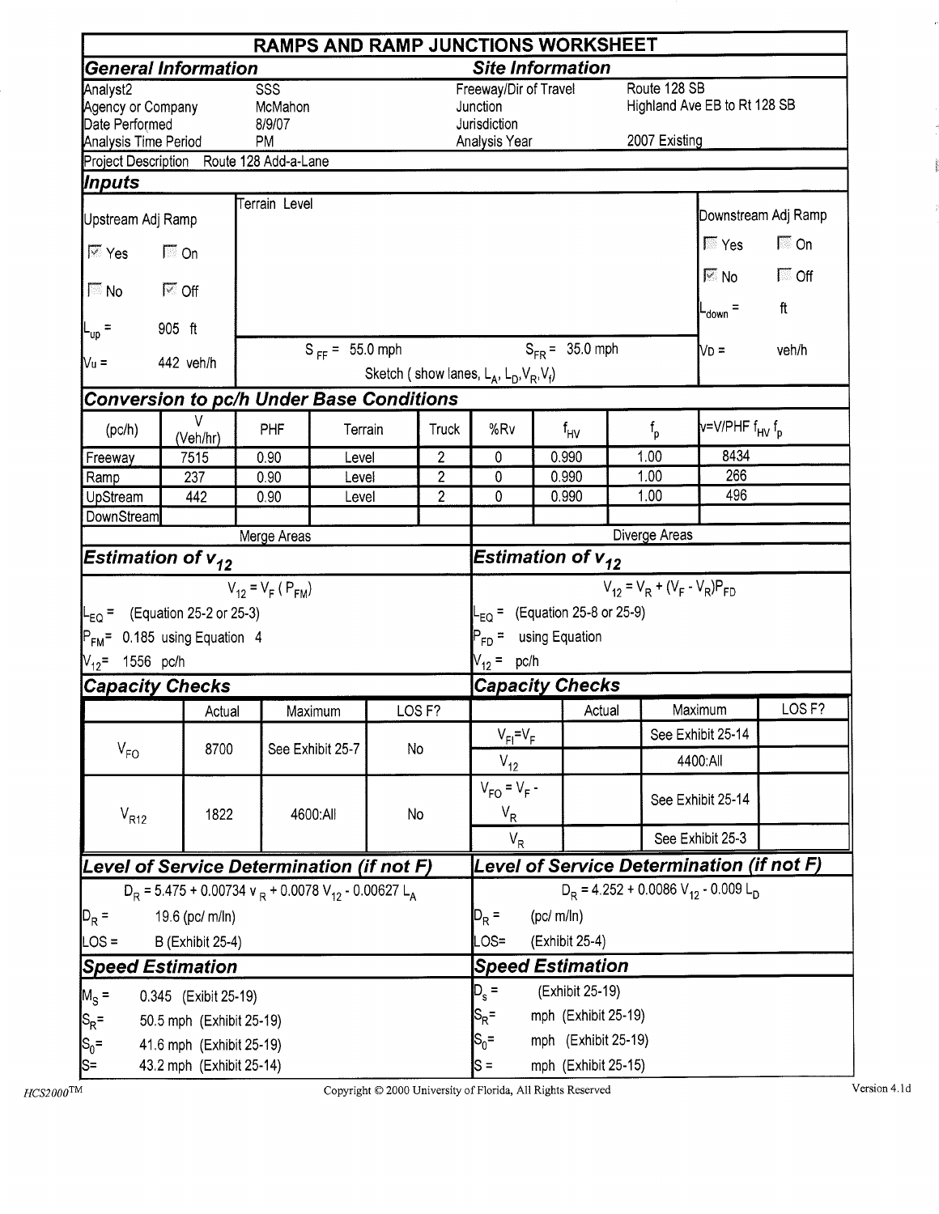# RAMPS AND RAMP JUNCTIONS WORKSHEET

## General Information

| | |
|---|---|
| Analyst2 | SSS |
| Agency or Company | McMahon |
| Date Performed | 8/9/07 |
| Analysis Time Period | PM |

## Site Information

| | |
|---|---|
| Freeway/Dir of Travel | Route 128 SB |
| Junction | Highland Ave EB to Rt 128 SB |
| Jurisdiction | |
| Analysis Year | 2007 Existing |

Project Description Route 128 Add-a-Lane

## Inputs

Upstream Adj Ramp

- [x] Yes
- [ ] On
- [ ] No
- [x] Off

$L_{up}$ = 905 ft

$V_u$ = 442 veh/h

Terrain Level

$S_{FF}$ = 55.0 mph $S_{FR}$ = 35.0 mph

Sketch ( show lanes, $L_A$, $L_D$, $V_R$, $V_f$)

Downstream Adj Ramp

- [ ] Yes
- [ ] On
- [x] No
- [ ] Off

$L_{down}$ = ft

$V_D$ = veh/h

## Conversion to pc/h Under Base Conditions

| (pc/h) | V (Veh/hr) | PHF | Terrain | Truck | %Rv | $f_{HV}$ | $f_p$ | $v=V/PHF\ f_{HV}\ f_p$ |
|---|---|---|---|---|---|---|---|---|
| Freeway | 7515 | 0.90 | Level | 2 | 0 | 0.990 | 1.00 | 8434 |
| Ramp | 237 | 0.90 | Level | 2 | 0 | 0.990 | 1.00 | 266 |
| UpStream | 442 | 0.90 | Level | 2 | 0 | 0.990 | 1.00 | 496 |
| DownStream | | | | | | | | |

## Merge Areas

### Estimation of $v_{12}$

$$V_{12} = V_F\ (P_{FM})$$

$L_{EQ}$ = (Equation 25-2 or 25-3)

$P_{FM}$ = 0.185 using Equation 4

$V_{12}$ = 1556 pc/h

### Capacity Checks

| | Actual | Maximum | LOS F? |
|---|---|---|---|
| $V_{FO}$ | 8700 | See Exhibit 25-7 | No |
| $V_{R12}$ | 1822 | 4600:All | No |

### Level of Service Determination (if not F)

$$D_R = 5.475 + 0.00734\ v_R + 0.0078\ V_{12} - 0.00627\ L_A$$

$D_R$ = 19.6 (pc/ m/ln)

LOS = B (Exhibit 25-4)

### Speed Estimation

$M_S$ = 0.345 (Exhibit 25-19)

$S_R$= 50.5 mph (Exhibit 25-19)

$S_0$= 41.6 mph (Exhibit 25-19)

S= 43.2 mph (Exhibit 25-14)

## Diverge Areas

### Estimation of $v_{12}$

$$V_{12} = V_R + (V_F - V_R)P_{FD}$$

$L_{EQ}$ = (Equation 25-8 or 25-9)

$P_{FD}$ = using Equation

$V_{12}$ = pc/h

### Capacity Checks

| | Actual | Maximum | LOS F? |
|---|---|---|---|
| $V_{FI}=V_F$ | | See Exhibit 25-14 | |
| $V_{12}$ | | 4400:All | |
| $V_{FO} = V_F - V_R$ | | See Exhibit 25-14 | |
| $V_R$ | | See Exhibit 25-3 | |

### Level of Service Determination (if not F)

$$D_R = 4.252 + 0.0086\ V_{12} - 0.009\ L_D$$

$D_R$ = (pc/ m/ln)

LOS= (Exhibit 25-4)

### Speed Estimation

$D_s$ = (Exhibit 25-19)

$S_R$= mph (Exhibit 25-19)

$S_0$= mph (Exhibit 25-19)

S = mph (Exhibit 25-15)

HCS2000™ Copyright © 2000 University of Florida, All Rights Reserved Version 4.1d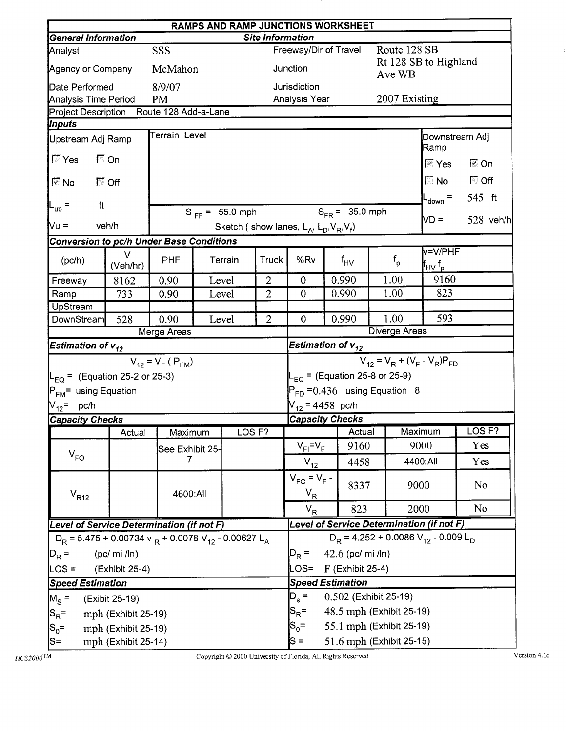# RAMPS AND RAMP JUNCTIONS WORKSHEET

| General Information | | Site Information | |
|---|---|---|---|
| Analyst | SSS | Freeway/Dir of Travel | Route 128 SB |
| Agency or Company | McMahon | Junction | Rt 128 SB to Highland Ave WB |
| Date Performed | 8/9/07 | Jurisdiction | |
| Analysis Time Period | PM | Analysis Year | 2007 Existing |

Project Description: Route 128 Add-a-Lane

## Inputs

| Upstream Adj Ramp | Terrain Level | Downstream Adj Ramp |
|---|---|---|
| ☐ Yes ☐ On | | ☑ Yes ☑ On |
| ☑ No ☐ Off | | ☐ No ☐ Off |
| $L_{up}$ = ft | $S_{FF}$ = 55.0 mph  $S_{FR}$ = 35.0 mph | $L_{down}$ = 545 ft |
| Vu = veh/h | Sketch ( show lanes, $L_A$, $L_D$, $V_R$, $V_f$) | VD = 528 veh/h |

## Conversion to pc/h Under Base Conditions

| (pc/h) | V (Veh/hr) | PHF | Terrain | Truck | %Rv | $f_{HV}$ | $f_p$ | $v = V/PHF\ f_{HV}\ f_p$ |
|---|---|---|---|---|---|---|---|---|
| Freeway | 8162 | 0.90 | Level | 2 | 0 | 0.990 | 1.00 | 9160 |
| Ramp | 733 | 0.90 | Level | 2 | 0 | 0.990 | 1.00 | 823 |
| UpStream | | | | | | | | |
| DownStream | 528 | 0.90 | Level | 2 | 0 | 0.990 | 1.00 | 593 |

| Merge Areas | Diverge Areas |
|---|---|
| **Estimation of $v_{12}$** | **Estimation of $v_{12}$** |
| $V_{12} = V_F\,(P_{FM})$ | $V_{12} = V_R + (V_F - V_R)P_{FD}$ |
| $L_{EQ}$ = (Equation 25-2 or 25-3) | $L_{EQ}$ = (Equation 25-8 or 25-9) |
| $P_{FM}$ = using Equation | $P_{FD}$ = 0.436 using Equation 8 |
| $V_{12}$ = pc/h | $V_{12}$ = 4458 pc/h |

## Capacity Checks

| | Actual | Maximum | LOS F? |
|---|---|---|---|
| $V_{FO}$ | | See Exhibit 25-7 | |
| $V_{R12}$ | | 4600:All | |

| | Actual | Maximum | LOS F? |
|---|---|---|---|
| $V_{FI} = V_F$ | 9160 | 9000 | Yes |
| $V_{12}$ | 4458 | 4400:All | Yes |
| $V_{FO} = V_F - V_R$ | 8337 | 9000 | No |
| $V_R$ | 823 | 2000 | No |

| Level of Service Determination (if not F) — Merge | Level of Service Determination (if not F) — Diverge |
|---|---|
| $D_R = 5.475 + 0.00734\, v_R + 0.0078\, V_{12} - 0.00627\, L_A$ | $D_R = 4.252 + 0.0086\, V_{12} - 0.009\, L_D$ |
| $D_R$ = (pc/ mi /ln) | $D_R$ = 42.6 (pc/ mi /ln) |
| LOS = (Exhibit 25-4) | LOS= F (Exhibit 25-4) |

| Speed Estimation — Merge | Speed Estimation — Diverge |
|---|---|
| $M_S$ = (Exibit 25-19) | $D_s$ = 0.502 (Exhibit 25-19) |
| $S_R$ = mph (Exhibit 25-19) | $S_R$ = 48.5 mph (Exhibit 25-19) |
| $S_0$ = mph (Exhibit 25-19) | $S_0$ = 55.1 mph (Exhibit 25-19) |
| S= mph (Exhibit 25-14) | S = 51.6 mph (Exhibit 25-15) |

HCS2000™ Copyright © 2000 University of Florida, All Rights Reserved Version 4.1d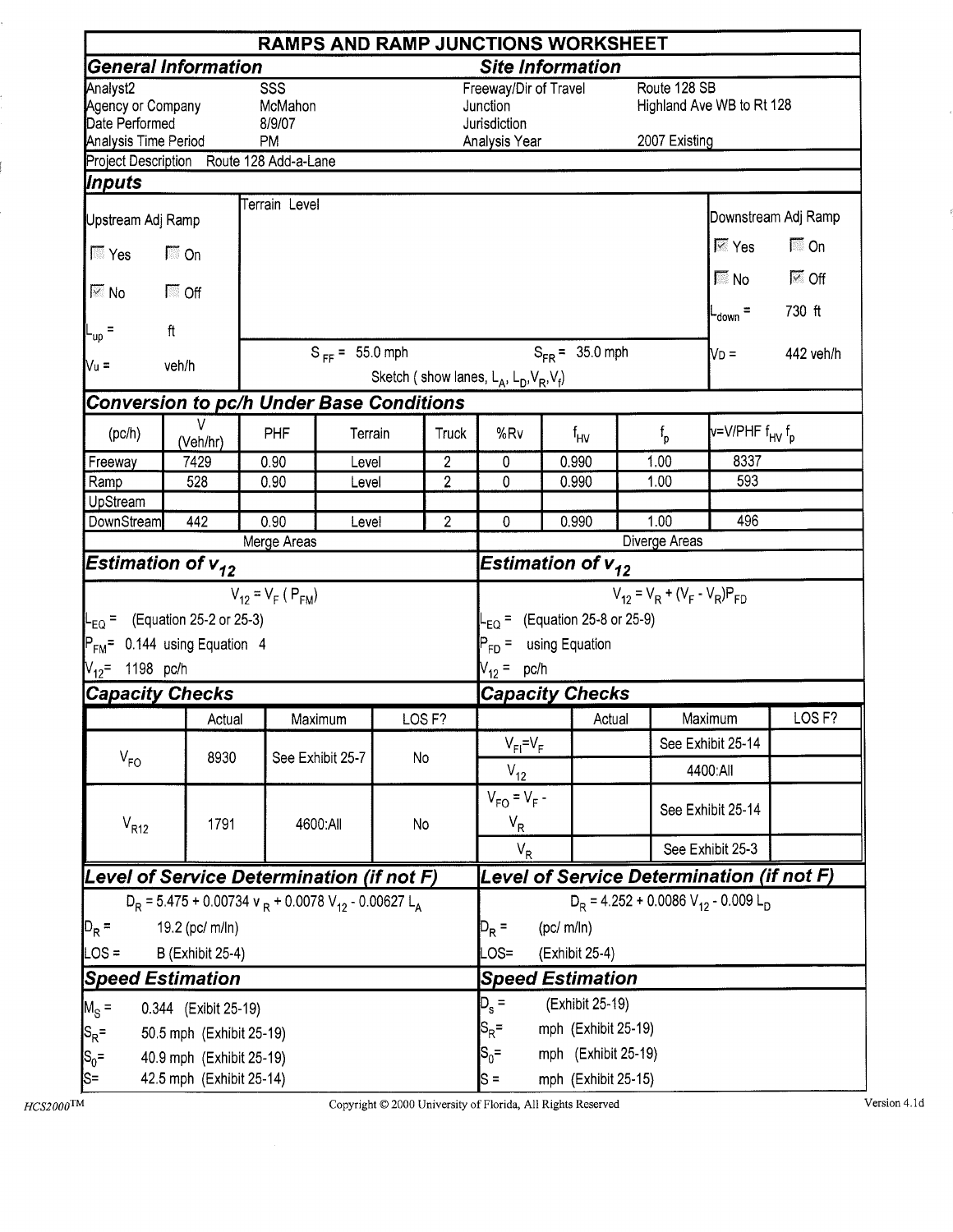# RAMPS AND RAMP JUNCTIONS WORKSHEET

## General Information

| | |
|---|---|
| Analyst2 | SSS |
| Agency or Company | McMahon |
| Date Performed | 8/9/07 |
| Analysis Time Period | PM |

## Site Information

| | |
|---|---|
| Freeway/Dir of Travel | Route 128 SB |
| Junction | Highland Ave WB to Rt 128 |
| Jurisdiction | |
| Analysis Year | 2007 Existing |

Project Description Route 128 Add-a-Lane

## Inputs

Terrain Level

**Upstream Adj Ramp**

- Yes: ☐ On: ☐
- No: ☑ Off: ☐
- $L_{up}$ = ft
- $V_u$ = veh/h

$S_{FF}$ = 55.0 mph $S_{FR}$ = 35.0 mph

Sketch ( show lanes, $L_A$, $L_D$, $V_R$, $V_f$)

**Downstream Adj Ramp**

- Yes: ☑ On: ☐
- No: ☐ Off: ☑
- $L_{down}$ = 730 ft
- $V_D$ = 442 veh/h

## Conversion to pc/h Under Base Conditions

| (pc/h) | V (Veh/hr) | PHF | Terrain | Truck | %Rv | $f_{HV}$ | $f_p$ | $v=V/PHF\ f_{HV}\ f_p$ |
|---|---|---|---|---|---|---|---|---|
| Freeway | 7429 | 0.90 | Level | 2 | 0 | 0.990 | 1.00 | 8337 |
| Ramp | 528 | 0.90 | Level | 2 | 0 | 0.990 | 1.00 | 593 |
| UpStream | | | | | | | | |
| DownStream | 442 | 0.90 | Level | 2 | 0 | 0.990 | 1.00 | 496 |

## Merge Areas

### Estimation of $v_{12}$

$$V_{12} = V_F\ (P_{FM})$$

- $L_{EQ}$ = (Equation 25-2 or 25-3)
- $P_{FM}$ = 0.144 using Equation 4
- $V_{12}$ = 1198 pc/h

### Capacity Checks

| | Actual | Maximum | LOS F? |
|---|---|---|---|
| $V_{FO}$ | 8930 | See Exhibit 25-7 | No |
| $V_{R12}$ | 1791 | 4600:All | No |

### Level of Service Determination (if not F)

$$D_R = 5.475 + 0.00734\ v_R + 0.0078\ V_{12} - 0.00627\ L_A$$

- $D_R$ = 19.2 (pc/ m/ln)
- LOS = B (Exhibit 25-4)

### Speed Estimation

- $M_S$ = 0.344 (Exhibit 25-19)
- $S_R$ = 50.5 mph (Exhibit 25-19)
- $S_0$ = 40.9 mph (Exhibit 25-19)
- S = 42.5 mph (Exhibit 25-14)

## Diverge Areas

### Estimation of $v_{12}$

$$V_{12} = V_R + (V_F - V_R)P_{FD}$$

- $L_{EQ}$ = (Equation 25-8 or 25-9)
- $P_{FD}$ = using Equation
- $V_{12}$ = pc/h

### Capacity Checks

| | Actual | Maximum | LOS F? |
|---|---|---|---|
| $V_{FI}=V_F$ | | See Exhibit 25-14 | |
| $V_{12}$ | | 4400:All | |
| $V_{FO} = V_F - V_R$ | | See Exhibit 25-14 | |
| $V_R$ | | See Exhibit 25-3 | |

### Level of Service Determination (if not F)

$$D_R = 4.252 + 0.0086\ V_{12} - 0.009\ L_D$$

- $D_R$ = (pc/ m/ln)
- LOS= (Exhibit 25-4)

### Speed Estimation

- $D_s$ = (Exhibit 25-19)
- $S_R$ = mph (Exhibit 25-19)
- $S_0$ = mph (Exhibit 25-19)
- S = mph (Exhibit 25-15)

HCS2000™ Copyright © 2000 University of Florida, All Rights Reserved Version 4.1d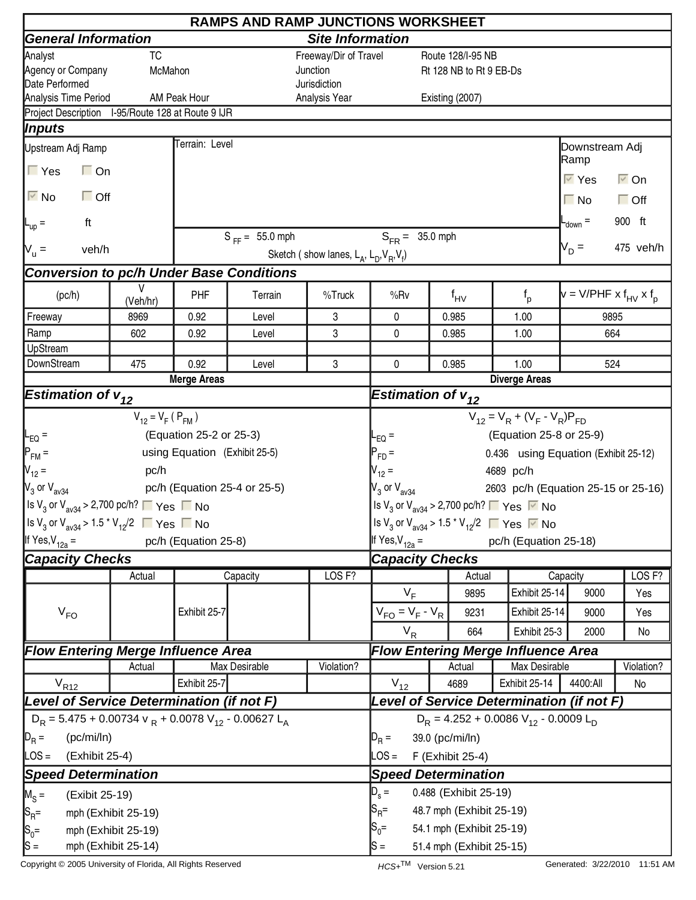# RAMPS AND RAMP JUNCTIONS WORKSHEET

## General Information

| | |
|---|---|
| Analyst | TC |
| Agency or Company | McMahon |
| Date Performed | |
| Analysis Time Period | AM Peak Hour |

## Site Information

| | |
|---|---|
| Freeway/Dir of Travel | Route 128/I-95 NB |
| Junction | Rt 128 NB to Rt 9 EB-Ds |
| Jurisdiction | |
| Analysis Year | Existing (2007) |

Project Description I-95/Route 128 at Route 9 IJR

## Inputs

**Upstream Adj Ramp**

- ☐ Yes ☐ On
- ☑ No ☐ Off

$L_{up}$ = ft

$V_u$ = veh/h

Terrain: Level

$S_{FF}$ = 55.0 mph $S_{FR}$ = 35.0 mph

Sketch ( show lanes, $L_A$, $L_D$, $V_R$, $V_f$)

**Downstream Adj Ramp**

- ☑ Yes ☑ On
- ☐ No ☐ Off

$L_{down}$ = 900 ft

$V_D$ = 475 veh/h

## Conversion to pc/h Under Base Conditions

| (pc/h) | V (Veh/hr) | PHF | Terrain | %Truck | %Rv | $f_{HV}$ | $f_p$ | $v = V/PHF \times f_{HV} \times f_p$ |
|---|---|---|---|---|---|---|---|---|
| Freeway | 8969 | 0.92 | Level | 3 | 0 | 0.985 | 1.00 | 9895 |
| Ramp | 602 | 0.92 | Level | 3 | 0 | 0.985 | 1.00 | 664 |
| UpStream | | | | | | | | |
| DownStream | 475 | 0.92 | Level | 3 | 0 | 0.985 | 1.00 | 524 |

## Merge Areas

### Estimation of $v_{12}$

$$V_{12} = V_F\ (P_{FM})$$

$L_{EQ}$ = (Equation 25-2 or 25-3)

$P_{FM}$ = using Equation (Exhibit 25-5)

$V_{12}$ = pc/h

$V_3$ or $V_{av34}$ pc/h (Equation 25-4 or 25-5)

Is $V_3$ or $V_{av34}$ > 2,700 pc/h? ☐ Yes ☐ No

Is $V_3$ or $V_{av34}$ > 1.5 * $V_{12}$/2 ☐ Yes ☐ No

If Yes, $V_{12a}$ = pc/h (Equation 25-8)

### Capacity Checks

| | Actual | Capacity | | LOS F? |
|---|---|---|---|---|
| $V_{FO}$ | | Exhibit 25-7 | | |

### Flow Entering Merge Influence Area

| | Actual | Max Desirable | | Violation? |
|---|---|---|---|---|
| $V_{R12}$ | | Exhibit 25-7 | | |

### Level of Service Determination (if not F)

$$D_R = 5.475 + 0.00734\ v_R + 0.0078\ V_{12} - 0.00627\ L_A$$

$D_R$ = (pc/mi/ln)

LOS = (Exhibit 25-4)

### Speed Determination

$M_S$ = (Exibit 25-19)

$S_R$ = mph (Exhibit 25-19)

$S_0$ = mph (Exhibit 25-19)

S = mph (Exhibit 25-14)

## Diverge Areas

### Estimation of $v_{12}$

$$V_{12} = V_R + (V_F - V_R)P_{FD}$$

$L_{EQ}$ = (Equation 25-8 or 25-9)

$P_{FD}$ = 0.436 using Equation (Exhibit 25-12)

$V_{12}$ = 4689 pc/h

$V_3$ or $V_{av34}$ 2603 pc/h (Equation 25-15 or 25-16)

Is $V_3$ or $V_{av34}$ > 2,700 pc/h? ☐ Yes ☑ No

Is $V_3$ or $V_{av34}$ > 1.5 * $V_{12}$/2 ☐ Yes ☑ No

If Yes, $V_{12a}$ = pc/h (Equation 25-18)

### Capacity Checks

| | Actual | Capacity | | LOS F? |
|---|---|---|---|---|
| $V_F$ | 9895 | Exhibit 25-14 | 9000 | Yes |
| $V_{FO} = V_F - V_R$ | 9231 | Exhibit 25-14 | 9000 | Yes |
| $V_R$ | 664 | Exhibit 25-3 | 2000 | No |

### Flow Entering Merge Influence Area

| | Actual | Max Desirable | | Violation? |
|---|---|---|---|---|
| $V_{12}$ | 4689 | Exhibit 25-14 | 4400:All | No |

### Level of Service Determination (if not F)

$$D_R = 4.252 + 0.0086\ V_{12} - 0.0009\ L_D$$

$D_R$ = 39.0 (pc/mi/ln)

LOS = F (Exhibit 25-4)

### Speed Determination

$D_s$ = 0.488 (Exhibit 25-19)

$S_R$ = 48.7 mph (Exhibit 25-19)

$S_0$ = 54.1 mph (Exhibit 25-19)

S = 51.4 mph (Exhibit 25-15)

Copyright © 2005 University of Florida, All Rights Reserved HCS+™ Version 5.21 Generated: 3/22/2010 11:51 AM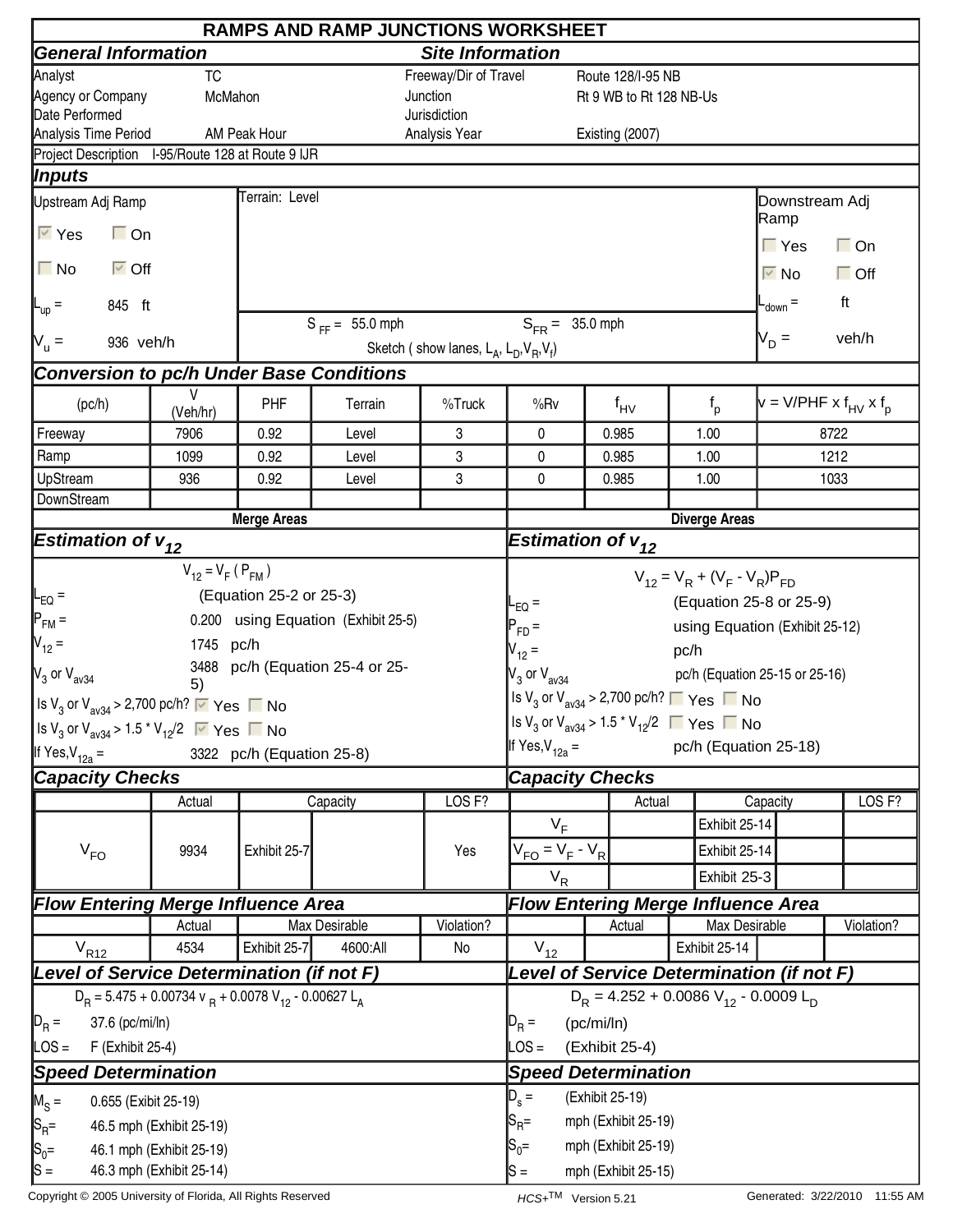# RAMPS AND RAMP JUNCTIONS WORKSHEET

## General Information

| | |
|---|---|
| Analyst | TC |
| Agency or Company | McMahon |
| Date Performed | |
| Analysis Time Period | AM Peak Hour |

## Site Information

| | |
|---|---|
| Freeway/Dir of Travel | Route 128/I-95 NB |
| Junction | Rt 9 WB to Rt 128 NB-Us |
| Jurisdiction | |
| Analysis Year | Existing (2007) |

Project Description I-95/Route 128 at Route 9 IJR

## Inputs

**Upstream Adj Ramp**

☑ Yes ☐ On

☐ No ☑ Off

$L_{up}$ = 845 ft

$V_u$ = 936 veh/h

Terrain: Level

$S_{FF}$ = 55.0 mph $S_{FR}$ = 35.0 mph

Sketch ( show lanes, $L_A$, $L_D$, $V_R$, $V_f$)

**Downstream Adj Ramp**

☐ Yes ☐ On

☑ No ☐ Off

$L_{down}$ = ft

$V_D$ = veh/h

## Conversion to pc/h Under Base Conditions

| (pc/h) | V (Veh/hr) | PHF | Terrain | %Truck | %Rv | $f_{HV}$ | $f_p$ | $v = V/PHF \times f_{HV} \times f_p$ |
|---|---|---|---|---|---|---|---|---|
| Freeway | 7906 | 0.92 | Level | 3 | 0 | 0.985 | 1.00 | 8722 |
| Ramp | 1099 | 0.92 | Level | 3 | 0 | 0.985 | 1.00 | 1212 |
| UpStream | 936 | 0.92 | Level | 3 | 0 | 0.985 | 1.00 | 1033 |
| DownStream | | | | | | | | |

## Merge Areas

### Estimation of $v_{12}$

$$V_{12} = V_F\,(P_{FM})$$

$L_{EQ}$ = (Equation 25-2 or 25-3)

$P_{FM}$ = 0.200 using Equation (Exhibit 25-5)

$V_{12}$ = 1745 pc/h

$V_3$ or $V_{av34}$ 3488 pc/h (Equation 25-4 or 25-5)

Is $V_3$ or $V_{av34}$ > 2,700 pc/h? ☑ Yes ☐ No

Is $V_3$ or $V_{av34}$ > 1.5 * $V_{12}$/2 ☑ Yes ☐ No

If Yes, $V_{12a}$ = 3322 pc/h (Equation 25-8)

### Capacity Checks

| | Actual | Capacity | | LOS F? |
|---|---|---|---|---|
| $V_{FO}$ | 9934 | Exhibit 25-7 | | Yes |

### Flow Entering Merge Influence Area

| | Actual | Max Desirable | | Violation? |
|---|---|---|---|---|
| $V_{R12}$ | 4534 | Exhibit 25-7 | 4600:All | No |

### Level of Service Determination (if not F)

$$D_R = 5.475 + 0.00734\, v_R + 0.0078\, V_{12} - 0.00627\, L_A$$

$D_R$ = 37.6 (pc/mi/ln)

LOS = F (Exhibit 25-4)

### Speed Determination

$M_S$ = 0.655 (Exibit 25-19)

$S_R$= 46.5 mph (Exhibit 25-19)

$S_0$= 46.1 mph (Exhibit 25-19)

$S$ = 46.3 mph (Exhibit 25-14)

## Diverge Areas

### Estimation of $v_{12}$

$$V_{12} = V_R + (V_F - V_R)P_{FD}$$

$L_{EQ}$ = (Equation 25-8 or 25-9)

$P_{FD}$ = using Equation (Exhibit 25-12)

$V_{12}$ = pc/h

$V_3$ or $V_{av34}$ pc/h (Equation 25-15 or 25-16)

Is $V_3$ or $V_{av34}$ > 2,700 pc/h? ☐ Yes ☐ No

Is $V_3$ or $V_{av34}$ > 1.5 * $V_{12}$/2 ☐ Yes ☐ No

If Yes, $V_{12a}$ = pc/h (Equation 25-18)

### Capacity Checks

| | Actual | Capacity | | LOS F? |
|---|---|---|---|---|
| $V_F$ | | Exhibit 25-14 | | |
| $V_{FO} = V_F - V_R$ | | Exhibit 25-14 | | |
| $V_R$ | | Exhibit 25-3 | | |

### Flow Entering Merge Influence Area

| | Actual | Max Desirable | | Violation? |
|---|---|---|---|---|
| $V_{12}$ | | Exhibit 25-14 | | |

### Level of Service Determination (if not F)

$$D_R = 4.252 + 0.0086\, V_{12} - 0.0009\, L_D$$

$D_R$ = (pc/mi/ln)

LOS = (Exhibit 25-4)

### Speed Determination

$D_s$ = (Exhibit 25-19)

$S_R$= mph (Exhibit 25-19)

$S_0$= mph (Exhibit 25-19)

$S$ = mph (Exhibit 25-15)

Copyright © 2005 University of Florida, All Rights Reserved HCS+TM Version 5.21 Generated: 3/22/2010 11:55 AM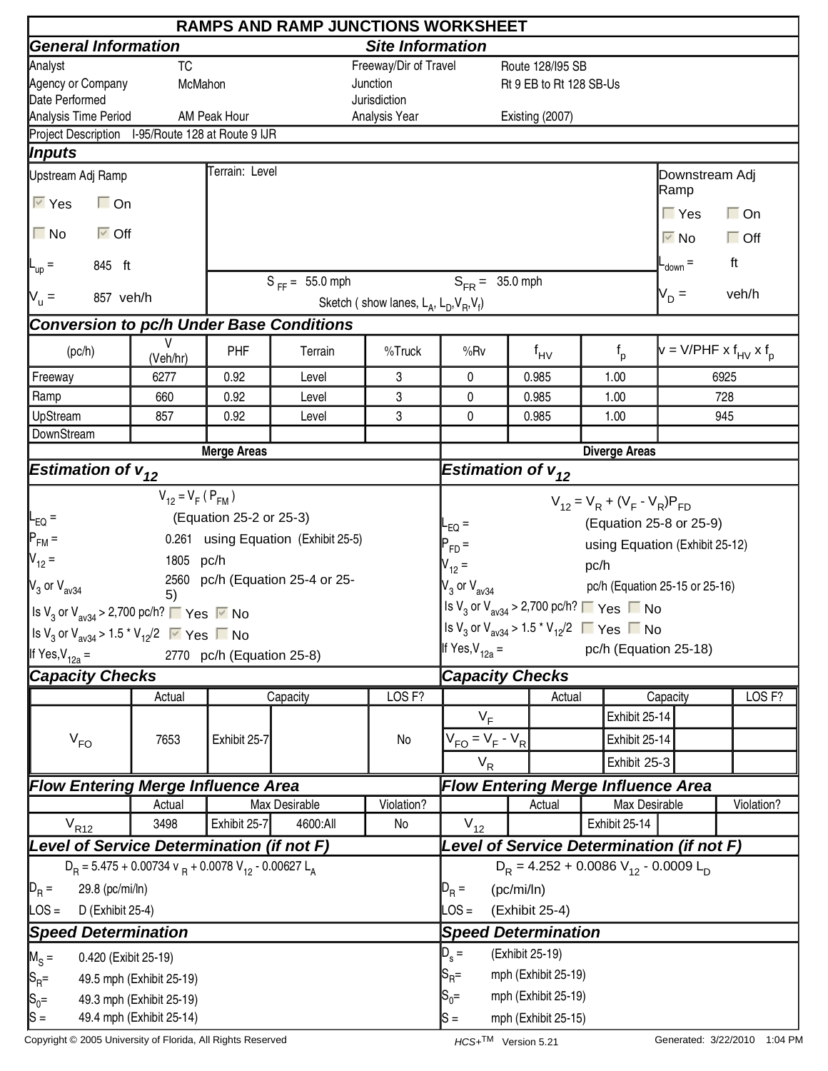# RAMPS AND RAMP JUNCTIONS WORKSHEET

## General Information

| | | | |
|---|---|---|---|
| Analyst | TC | Freeway/Dir of Travel | Route 128/I95 SB |
| Agency or Company | McMahon | Junction | Rt 9 EB to Rt 128 SB-Us |
| Date Performed | | Jurisdiction | |
| Analysis Time Period | AM Peak Hour | Analysis Year | Existing (2007) |

Project Description I-95/Route 128 at Route 9 IJR

## Inputs

**Upstream Adj Ramp**

- [x] Yes  [ ] On
- [ ] No  [x] Off

$L_{up}$ = 845 ft

$V_u$ = 857 veh/h

Terrain: Level

$S_{FF}$ = 55.0 mph  $S_{FR}$ = 35.0 mph

Sketch ( show lanes, $L_A$, $L_D$, $V_R$, $V_f$)

**Downstream Adj Ramp**

- [ ] Yes  [ ] On
- [x] No  [ ] Off

$L_{down}$ = ft

$V_D$ = veh/h

## Conversion to pc/h Under Base Conditions

| (pc/h) | V (Veh/hr) | PHF | Terrain | %Truck | %Rv | $f_{HV}$ | $f_p$ | $v = V/PHF \times f_{HV} \times f_p$ |
|---|---|---|---|---|---|---|---|---|
| Freeway | 6277 | 0.92 | Level | 3 | 0 | 0.985 | 1.00 | 6925 |
| Ramp | 660 | 0.92 | Level | 3 | 0 | 0.985 | 1.00 | 728 |
| UpStream | 857 | 0.92 | Level | 3 | 0 | 0.985 | 1.00 | 945 |
| DownStream | | | | | | | | |

## Merge Areas

### Estimation of $v_{12}$

$V_{12} = V_F (P_{FM})$

$L_{EQ}$ = (Equation 25-2 or 25-3)

$P_{FM}$ = 0.261 using Equation (Exhibit 25-5)

$V_{12}$ = 1805 pc/h

$V_3$ or $V_{av34}$ 2560 pc/h (Equation 25-4 or 25-5)

Is $V_3$ or $V_{av34}$ > 2,700 pc/h? [ ] Yes [x] No

Is $V_3$ or $V_{av34}$ > 1.5 * $V_{12}$/2 [x] Yes [ ] No

If Yes, $V_{12a}$ = 2770 pc/h (Equation 25-8)

### Capacity Checks

| | Actual | Capacity | | LOS F? |
|---|---|---|---|---|
| $V_{FO}$ | 7653 | Exhibit 25-7 | | No |

### Flow Entering Merge Influence Area

| | Actual | Max Desirable | | Violation? |
|---|---|---|---|---|
| $V_{R12}$ | 3498 | Exhibit 25-7 | 4600:All | No |

### Level of Service Determination (if not F)

$D_R = 5.475 + 0.00734\ v_R + 0.0078\ V_{12} - 0.00627\ L_A$

$D_R$ = 29.8 (pc/mi/ln)

LOS = D (Exhibit 25-4)

### Speed Determination

$M_S$ = 0.420 (Exibit 25-19)

$S_R$= 49.5 mph (Exhibit 25-19)

$S_0$= 49.3 mph (Exhibit 25-19)

S = 49.4 mph (Exhibit 25-14)

## Diverge Areas

### Estimation of $v_{12}$

$V_{12} = V_R + (V_F - V_R)P_{FD}$

$L_{EQ}$ = (Equation 25-8 or 25-9)

$P_{FD}$ = using Equation (Exhibit 25-12)

$V_{12}$ = pc/h

$V_3$ or $V_{av34}$ pc/h (Equation 25-15 or 25-16)

Is $V_3$ or $V_{av34}$ > 2,700 pc/h? [ ] Yes [ ] No

Is $V_3$ or $V_{av34}$ > 1.5 * $V_{12}$/2 [ ] Yes [ ] No

If Yes, $V_{12a}$ = pc/h (Equation 25-18)

### Capacity Checks

| | Actual | Capacity | | LOS F? |
|---|---|---|---|---|
| $V_F$ | | Exhibit 25-14 | | |
| $V_{FO} = V_F - V_R$ | | Exhibit 25-14 | | |
| $V_R$ | | Exhibit 25-3 | | |

### Flow Entering Merge Influence Area

| | Actual | Max Desirable | | Violation? |
|---|---|---|---|---|
| $V_{12}$ | | Exhibit 25-14 | | |

### Level of Service Determination (if not F)

$D_R = 4.252 + 0.0086\ V_{12} - 0.0009\ L_D$

$D_R$ = (pc/mi/ln)

LOS = (Exhibit 25-4)

### Speed Determination

$D_s$ = (Exhibit 25-19)

$S_R$= mph (Exhibit 25-19)

$S_0$= mph (Exhibit 25-19)

S = mph (Exhibit 25-15)

Copyright © 2005 University of Florida, All Rights Reserved  HCS+TM Version 5.21  Generated: 3/22/2010 1:04 PM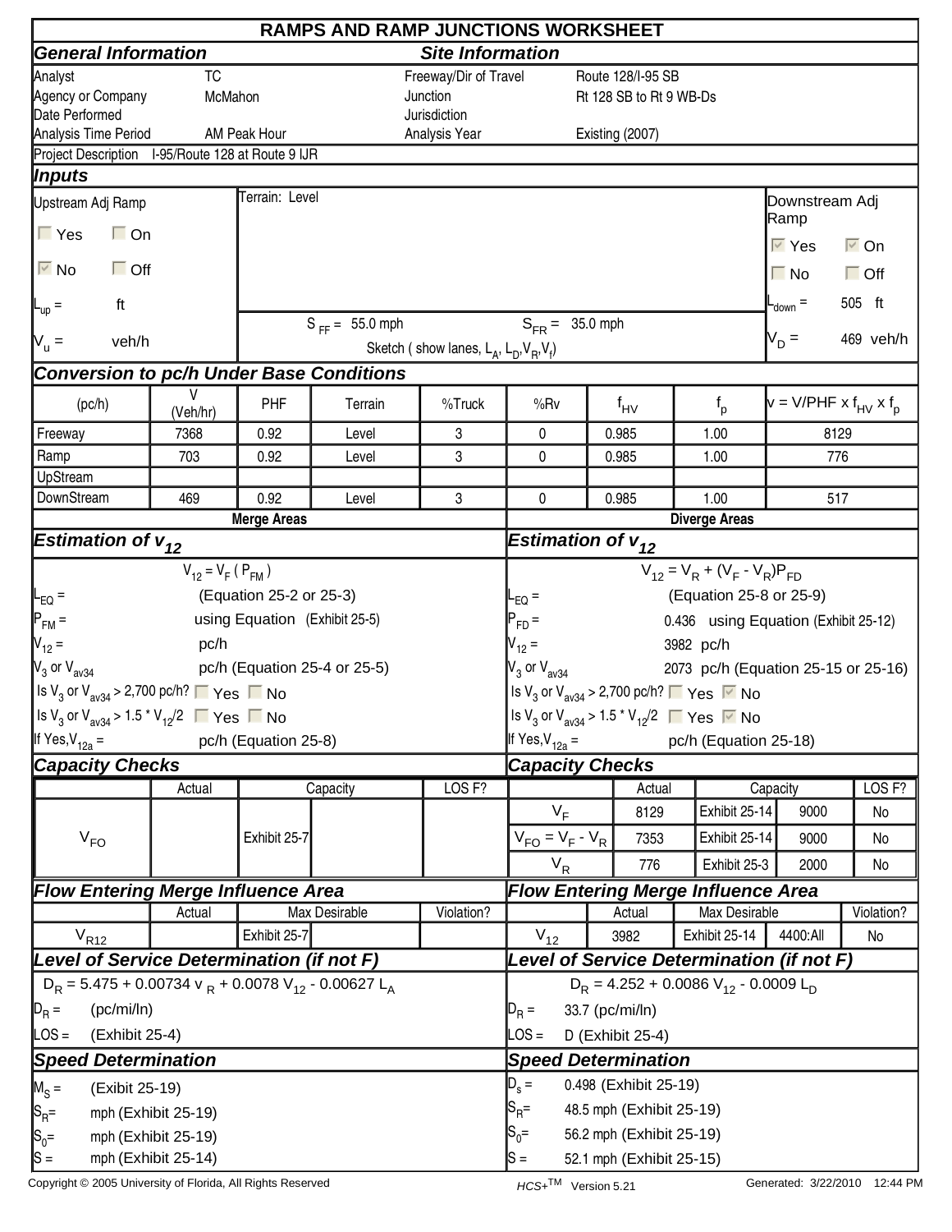# RAMPS AND RAMP JUNCTIONS WORKSHEET

## General Information

| | |
|---|---|
| Analyst | TC |
| Agency or Company | McMahon |
| Date Performed | |
| Analysis Time Period | AM Peak Hour |

## Site Information

| | |
|---|---|
| Freeway/Dir of Travel | Route 128/I-95 SB |
| Junction | Rt 128 SB to Rt 9 WB-Ds |
| Jurisdiction | |
| Analysis Year | Existing (2007) |

Project Description I-95/Route 128 at Route 9 IJR

## Inputs

**Upstream Adj Ramp**

- ☐ Yes ☐ On
- ☑ No ☐ Off

$L_{up}$ = ft

$V_u$ = veh/h

Terrain: Level

$S_{FF}$ = 55.0 mph $S_{FR}$ = 35.0 mph

Sketch ( show lanes, $L_A$, $L_D$, $V_R$, $V_f$)

**Downstream Adj Ramp**

- ☑ Yes ☑ On
- ☐ No ☐ Off

$L_{down}$ = 505 ft

$V_D$ = 469 veh/h

## Conversion to pc/h Under Base Conditions

| (pc/h) | V (Veh/hr) | PHF | Terrain | %Truck | %Rv | $f_{HV}$ | $f_p$ | $v = V/PHF \times f_{HV} \times f_p$ |
|---|---|---|---|---|---|---|---|---|
| Freeway | 7368 | 0.92 | Level | 3 | 0 | 0.985 | 1.00 | 8129 |
| Ramp | 703 | 0.92 | Level | 3 | 0 | 0.985 | 1.00 | 776 |
| UpStream | | | | | | | | |
| DownStream | 469 | 0.92 | Level | 3 | 0 | 0.985 | 1.00 | 517 |

## Merge Areas

### Estimation of $v_{12}$

$V_{12} = V_F ( P_{FM} )$

$L_{EQ}$ = (Equation 25-2 or 25-3)

$P_{FM}$ = using Equation (Exhibit 25-5)

$V_{12}$ = pc/h

$V_3$ or $V_{av34}$ pc/h (Equation 25-4 or 25-5)

Is $V_3$ or $V_{av34}$ > 2,700 pc/h? ☐ Yes ☐ No

Is $V_3$ or $V_{av34}$ > 1.5 * $V_{12}$/2 ☐ Yes ☐ No

If Yes, $V_{12a}$ = pc/h (Equation 25-8)

### Capacity Checks

| | Actual | Capacity | | LOS F? |
|---|---|---|---|---|
| $V_{FO}$ | | Exhibit 25-7 | | |

### Flow Entering Merge Influence Area

| | Actual | Max Desirable | | Violation? |
|---|---|---|---|---|
| $V_{R12}$ | | Exhibit 25-7 | | |

### Level of Service Determination (if not F)

$D_R = 5.475 + 0.00734\ v_R + 0.0078\ V_{12} - 0.00627\ L_A$

$D_R$ = (pc/mi/ln)

LOS = (Exhibit 25-4)

### Speed Determination

$M_S$ = (Exibit 25-19)

$S_R$= mph (Exhibit 25-19)

$S_0$= mph (Exhibit 25-19)

S = mph (Exhibit 25-14)

## Diverge Areas

### Estimation of $v_{12}$

$V_{12} = V_R + (V_F - V_R)P_{FD}$

$L_{EQ}$ = (Equation 25-8 or 25-9)

$P_{FD}$ = 0.436 using Equation (Exhibit 25-12)

$V_{12}$ = 3982 pc/h

$V_3$ or $V_{av34}$ 2073 pc/h (Equation 25-15 or 25-16)

Is $V_3$ or $V_{av34}$ > 2,700 pc/h? ☐ Yes ☑ No

Is $V_3$ or $V_{av34}$ > 1.5 * $V_{12}$/2 ☐ Yes ☑ No

If Yes, $V_{12a}$ = pc/h (Equation 25-18)

### Capacity Checks

| | Actual | Capacity | | LOS F? |
|---|---|---|---|---|
| $V_F$ | 8129 | Exhibit 25-14 | 9000 | No |
| $V_{FO} = V_F - V_R$ | 7353 | Exhibit 25-14 | 9000 | No |
| $V_R$ | 776 | Exhibit 25-3 | 2000 | No |

### Flow Entering Merge Influence Area

| | Actual | Max Desirable | | Violation? |
|---|---|---|---|---|
| $V_{12}$ | 3982 | Exhibit 25-14 | 4400:All | No |

### Level of Service Determination (if not F)

$D_R = 4.252 + 0.0086\ V_{12} - 0.0009\ L_D$

$D_R$ = 33.7 (pc/mi/ln)

LOS = D (Exhibit 25-4)

### Speed Determination

$D_s$ = 0.498 (Exhibit 25-19)

$S_R$= 48.5 mph (Exhibit 25-19)

$S_0$= 56.2 mph (Exhibit 25-19)

S = 52.1 mph (Exhibit 25-15)

Copyright © 2005 University of Florida, All Rights Reserved HCS+™ Version 5.21 Generated: 3/22/2010 12:44 PM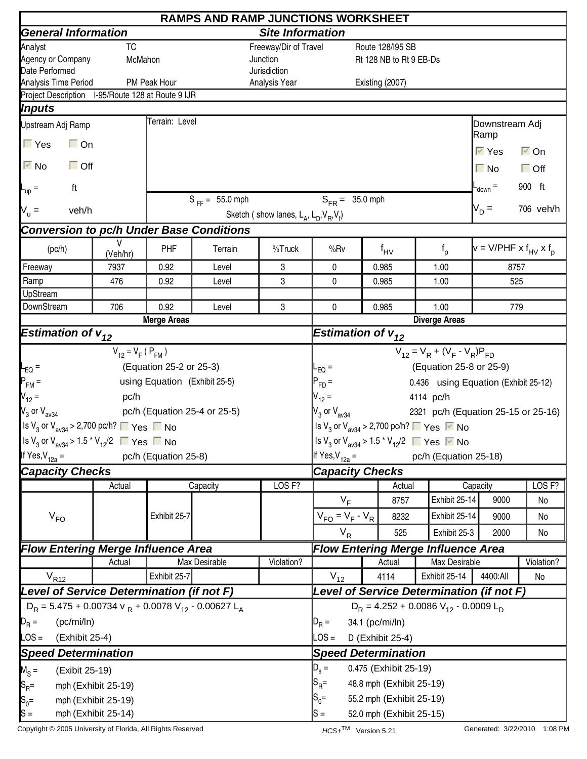# RAMPS AND RAMP JUNCTIONS WORKSHEET

## General Information

| | |
|---|---|
| Analyst | TC |
| Agency or Company | McMahon |
| Date Performed | |
| Analysis Time Period | PM Peak Hour |

## Site Information

| | |
|---|---|
| Freeway/Dir of Travel | Route 128/I95 SB |
| Junction | Rt 128 NB to Rt 9 EB-Ds |
| Jurisdiction | |
| Analysis Year | Existing (2007) |

Project Description I-95/Route 128 at Route 9 IJR

## Inputs

**Upstream Adj Ramp**

- ☐ Yes ☐ On
- ☑ No ☐ Off

$L_{up}$ = ft

$V_u$ = veh/h

Terrain: Level

$S_{FF}$ = 55.0 mph $S_{FR}$ = 35.0 mph

Sketch ( show lanes, $L_A$, $L_D$, $V_R$, $V_f$)

**Downstream Adj Ramp**

- ☑ Yes ☑ On
- ☐ No ☐ Off

$L_{down}$ = 900 ft

$V_D$ = 706 veh/h

## Conversion to pc/h Under Base Conditions

| (pc/h) | V (Veh/hr) | PHF | Terrain | %Truck | %Rv | $f_{HV}$ | $f_p$ | $v = V/PHF \times f_{HV} \times f_p$ |
|---|---|---|---|---|---|---|---|---|
| Freeway | 7937 | 0.92 | Level | 3 | 0 | 0.985 | 1.00 | 8757 |
| Ramp | 476 | 0.92 | Level | 3 | 0 | 0.985 | 1.00 | 525 |
| UpStream | | | | | | | | |
| DownStream | 706 | 0.92 | Level | 3 | 0 | 0.985 | 1.00 | 779 |

## Merge Areas

### Estimation of $v_{12}$

$V_{12} = V_F\,(P_{FM})$

- $L_{EQ}$ = (Equation 25-2 or 25-3)
- $P_{FM}$ = using Equation (Exhibit 25-5)
- $V_{12}$ = pc/h
- $V_3$ or $V_{av34}$ pc/h (Equation 25-4 or 25-5)
- Is $V_3$ or $V_{av34}$ > 2,700 pc/h? ☐ Yes ☐ No
- Is $V_3$ or $V_{av34}$ > 1.5 * $V_{12}$/2 ☐ Yes ☐ No
- If Yes, $V_{12a}$ = pc/h (Equation 25-8)

### Capacity Checks

| | Actual | Capacity | | LOS F? |
|---|---|---|---|---|
| $V_{FO}$ | | Exhibit 25-7 | | |

### Flow Entering Merge Influence Area

| | Actual | Max Desirable | | Violation? |
|---|---|---|---|---|
| $V_{R12}$ | | Exhibit 25-7 | | |

### Level of Service Determination (if not F)

$D_R = 5.475 + 0.00734\, v_R + 0.0078\, V_{12} - 0.00627\, L_A$

- $D_R$ = (pc/mi/ln)
- LOS = (Exhibit 25-4)

### Speed Determination

- $M_S$ = (Exibit 25-19)
- $S_R$= mph (Exhibit 25-19)
- $S_0$= mph (Exhibit 25-19)
- S = mph (Exhibit 25-14)

## Diverge Areas

### Estimation of $v_{12}$

$V_{12} = V_R + (V_F - V_R)P_{FD}$

- $L_{EQ}$ = (Equation 25-8 or 25-9)
- $P_{FD}$ = 0.436 using Equation (Exhibit 25-12)
- $V_{12}$ = 4114 pc/h
- $V_3$ or $V_{av34}$ 2321 pc/h (Equation 25-15 or 25-16)
- Is $V_3$ or $V_{av34}$ > 2,700 pc/h? ☐ Yes ☑ No
- Is $V_3$ or $V_{av34}$ > 1.5 * $V_{12}$/2 ☐ Yes ☑ No
- If Yes, $V_{12a}$ = pc/h (Equation 25-18)

### Capacity Checks

| | Actual | Capacity | | LOS F? |
|---|---|---|---|---|
| $V_F$ | 8757 | Exhibit 25-14 | 9000 | No |
| $V_{FO} = V_F - V_R$ | 8232 | Exhibit 25-14 | 9000 | No |
| $V_R$ | 525 | Exhibit 25-3 | 2000 | No |

### Flow Entering Merge Influence Area

| | Actual | Max Desirable | | Violation? |
|---|---|---|---|---|
| $V_{12}$ | 4114 | Exhibit 25-14 | 4400:All | No |

### Level of Service Determination (if not F)

$D_R = 4.252 + 0.0086\, V_{12} - 0.0009\, L_D$

- $D_R$ = 34.1 (pc/mi/ln)
- LOS = D (Exhibit 25-4)

### Speed Determination

- $D_s$ = 0.475 (Exhibit 25-19)
- $S_R$= 48.8 mph (Exhibit 25-19)
- $S_0$= 55.2 mph (Exhibit 25-19)
- S = 52.0 mph (Exhibit 25-15)

Copyright © 2005 University of Florida, All Rights Reserved HCS+™ Version 5.21 Generated: 3/22/2010 1:08 PM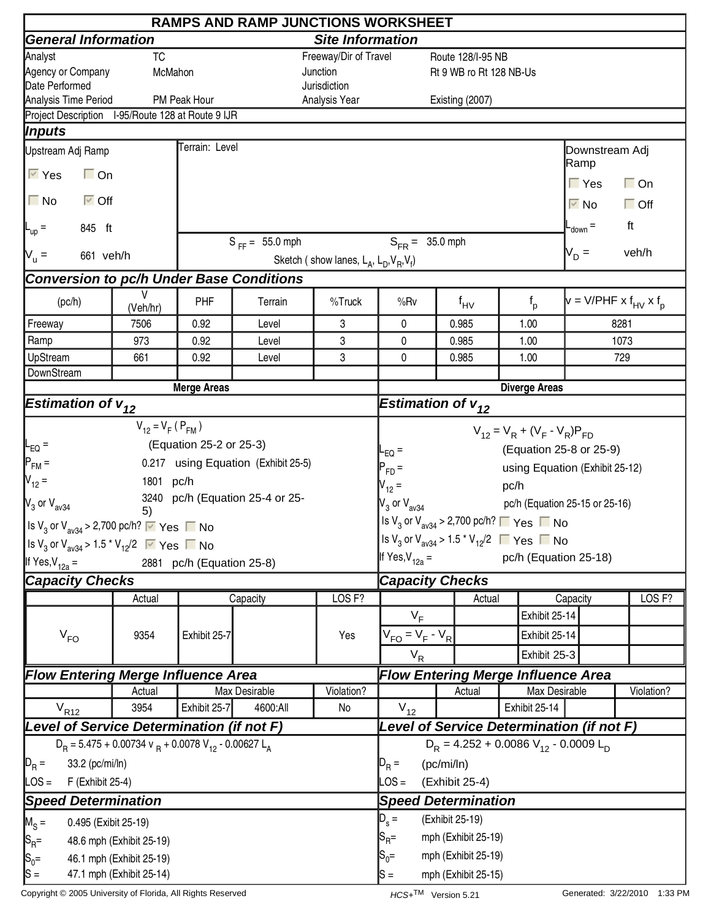# RAMPS AND RAMP JUNCTIONS WORKSHEET

## General Information

| | |
|---|---|
| Analyst | TC |
| Agency or Company | McMahon |
| Date Performed | |
| Analysis Time Period | PM Peak Hour |

## Site Information

| | |
|---|---|
| Freeway/Dir of Travel | Route 128/I-95 NB |
| Junction | Rt 9 WB ro Rt 128 NB-Us |
| Jurisdiction | |
| Analysis Year | Existing (2007) |

Project Description I-95/Route 128 at Route 9 IJR

## Inputs

**Upstream Adj Ramp**

☑ Yes ☐ On

☐ No ☑ Off

$L_{up}$ = 845 ft

$V_u$ = 661 veh/h

Terrain: Level

$S_{FF}$ = 55.0 mph $S_{FR}$ = 35.0 mph

Sketch ( show lanes, $L_A$, $L_D$, $V_R$, $V_f$)

**Downstream Adj Ramp**

☐ Yes ☐ On

☑ No ☐ Off

$L_{down}$ = ft

$V_D$ = veh/h

## Conversion to pc/h Under Base Conditions

| (pc/h) | V (Veh/hr) | PHF | Terrain | %Truck | %Rv | $f_{HV}$ | $f_p$ | $v = V/PHF \times f_{HV} \times f_p$ |
|---|---|---|---|---|---|---|---|---|
| Freeway | 7506 | 0.92 | Level | 3 | 0 | 0.985 | 1.00 | 8281 |
| Ramp | 973 | 0.92 | Level | 3 | 0 | 0.985 | 1.00 | 1073 |
| UpStream | 661 | 0.92 | Level | 3 | 0 | 0.985 | 1.00 | 729 |
| DownStream | | | | | | | | |

## Merge Areas

### Estimation of $v_{12}$

$V_{12} = V_F ( P_{FM} )$

$L_{EQ}$ = (Equation 25-2 or 25-3)

$P_{FM}$ = 0.217 using Equation (Exhibit 25-5)

$V_{12}$ = 1801 pc/h

$V_3$ or $V_{av34}$ 3240 pc/h (Equation 25-4 or 25-5)

Is $V_3$ or $V_{av34}$ > 2,700 pc/h? ☑ Yes ☐ No

Is $V_3$ or $V_{av34}$ > 1.5 * $V_{12}$/2 ☑ Yes ☐ No

If Yes, $V_{12a}$ = 2881 pc/h (Equation 25-8)

### Capacity Checks

| | Actual | Capacity | | LOS F? |
|---|---|---|---|---|
| $V_{FO}$ | 9354 | Exhibit 25-7 | | Yes |

### Flow Entering Merge Influence Area

| | Actual | Max Desirable | | Violation? |
|---|---|---|---|---|
| $V_{R12}$ | 3954 | Exhibit 25-7 | 4600:All | No |

### Level of Service Determination (if not F)

$D_R = 5.475 + 0.00734\, v_R + 0.0078\, V_{12} - 0.00627\, L_A$

$D_R$ = 33.2 (pc/mi/ln)

LOS = F (Exhibit 25-4)

### Speed Determination

$M_S$ = 0.495 (Exibit 25-19)

$S_R$= 48.6 mph (Exhibit 25-19)

$S_0$= 46.1 mph (Exhibit 25-19)

S = 47.1 mph (Exhibit 25-14)

## Diverge Areas

### Estimation of $v_{12}$

$V_{12} = V_R + (V_F - V_R)P_{FD}$

$L_{EQ}$ = (Equation 25-8 or 25-9)

$P_{FD}$ = using Equation (Exhibit 25-12)

$V_{12}$ = pc/h

$V_3$ or $V_{av34}$ pc/h (Equation 25-15 or 25-16)

Is $V_3$ or $V_{av34}$ > 2,700 pc/h? ☐ Yes ☐ No

Is $V_3$ or $V_{av34}$ > 1.5 * $V_{12}$/2 ☐ Yes ☐ No

If Yes, $V_{12a}$ = pc/h (Equation 25-18)

### Capacity Checks

| | Actual | Capacity | | LOS F? |
|---|---|---|---|---|
| $V_F$ | | Exhibit 25-14 | | |
| $V_{FO} = V_F - V_R$ | | Exhibit 25-14 | | |
| $V_R$ | | Exhibit 25-3 | | |

### Flow Entering Merge Influence Area

| | Actual | Max Desirable | | Violation? |
|---|---|---|---|---|
| $V_{12}$ | | Exhibit 25-14 | | |

### Level of Service Determination (if not F)

$D_R = 4.252 + 0.0086\, V_{12} - 0.0009\, L_D$

$D_R$ = (pc/mi/ln)

LOS = (Exhibit 25-4)

### Speed Determination

$D_s$ = (Exhibit 25-19)

$S_R$= mph (Exhibit 25-19)

$S_0$= mph (Exhibit 25-19)

S = mph (Exhibit 25-15)

Copyright © 2005 University of Florida, All Rights Reserved HCS+TM Version 5.21 Generated: 3/22/2010 1:33 PM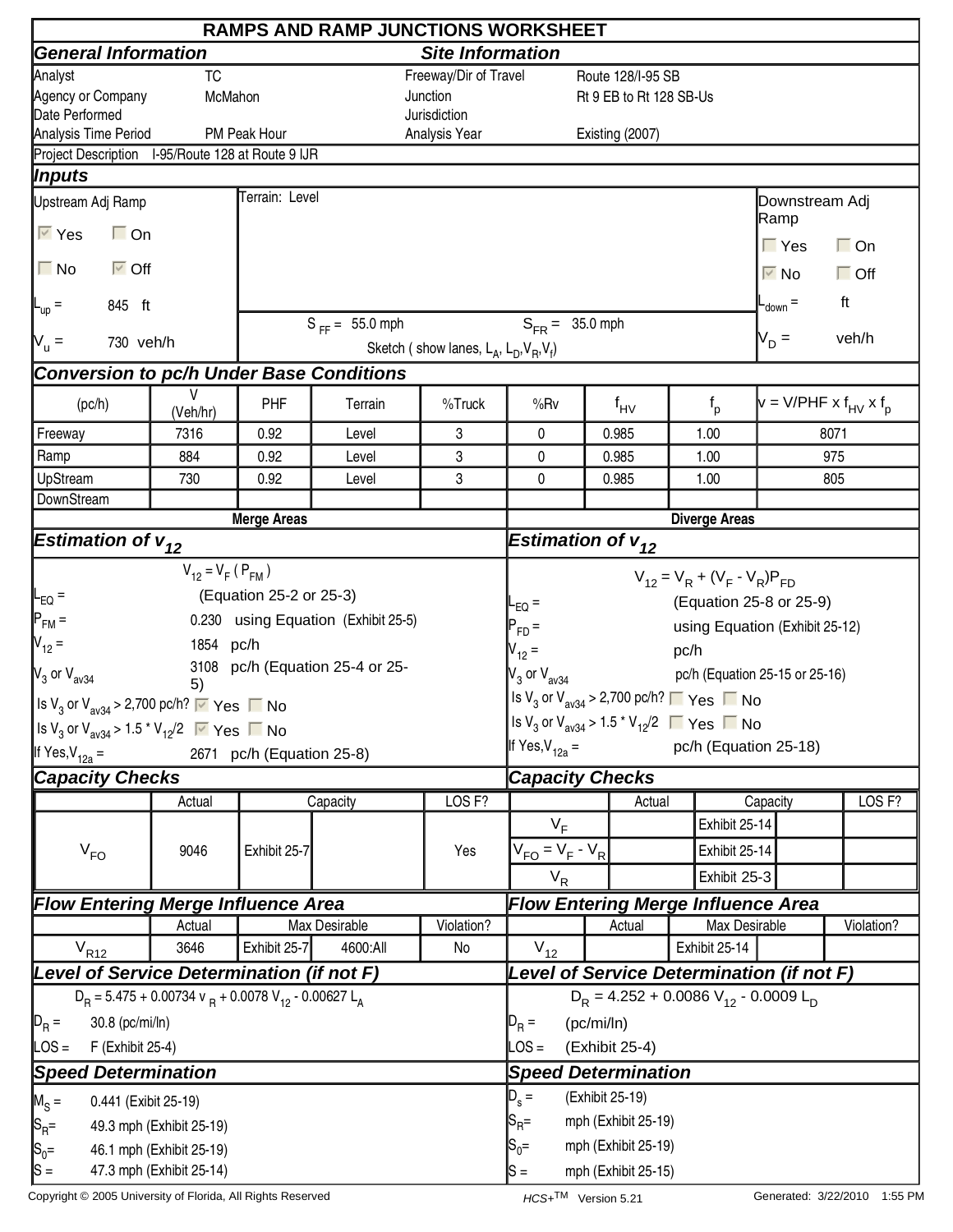# RAMPS AND RAMP JUNCTIONS WORKSHEET

## General Information

| | |
|---|---|
| Analyst | TC |
| Agency or Company | McMahon |
| Date Performed | |
| Analysis Time Period | PM Peak Hour |

## Site Information

| | |
|---|---|
| Freeway/Dir of Travel | Route 128/I-95 SB |
| Junction | Rt 9 EB to Rt 128 SB-Us |
| Jurisdiction | |
| Analysis Year | Existing (2007) |

Project Description I-95/Route 128 at Route 9 IJR

## Inputs

**Upstream Adj Ramp**

☑ Yes ☐ On

☐ No ☑ Off

$L_{up}$ = 845 ft

$V_u$ = 730 veh/h

Terrain: Level

$S_{FF}$ = 55.0 mph $S_{FR}$ = 35.0 mph

Sketch ( show lanes, $L_A$, $L_D$, $V_R$, $V_f$)

**Downstream Adj Ramp**

☐ Yes ☐ On

☑ No ☐ Off

$L_{down}$ = ft

$V_D$ = veh/h

## Conversion to pc/h Under Base Conditions

| (pc/h) | V (Veh/hr) | PHF | Terrain | %Truck | %Rv | $f_{HV}$ | $f_p$ | $v = V/PHF \times f_{HV} \times f_p$ |
|---|---|---|---|---|---|---|---|---|
| Freeway | 7316 | 0.92 | Level | 3 | 0 | 0.985 | 1.00 | 8071 |
| Ramp | 884 | 0.92 | Level | 3 | 0 | 0.985 | 1.00 | 975 |
| UpStream | 730 | 0.92 | Level | 3 | 0 | 0.985 | 1.00 | 805 |
| DownStream | | | | | | | | |

## Merge Areas

### Estimation of $v_{12}$

$$V_{12} = V_F (P_{FM})$$

$L_{EQ}$ = (Equation 25-2 or 25-3)

$P_{FM}$ = 0.230 using Equation (Exhibit 25-5)

$V_{12}$ = 1854 pc/h

$V_3$ or $V_{av34}$ 3108 pc/h (Equation 25-4 or 25-5)

Is $V_3$ or $V_{av34}$ > 2,700 pc/h? ☑ Yes ☐ No

Is $V_3$ or $V_{av34}$ > 1.5 * $V_{12}$/2 ☑ Yes ☐ No

If Yes, $V_{12a}$ = 2671 pc/h (Equation 25-8)

### Capacity Checks

| | Actual | Capacity | | LOS F? |
|---|---|---|---|---|
| $V_{FO}$ | 9046 | Exhibit 25-7 | | Yes |

### Flow Entering Merge Influence Area

| | Actual | Max Desirable | | Violation? |
|---|---|---|---|---|
| $V_{R12}$ | 3646 | Exhibit 25-7 | 4600:All | No |

### Level of Service Determination (if not F)

$$D_R = 5.475 + 0.00734\, v_R + 0.0078\, V_{12} - 0.00627\, L_A$$

$D_R$ = 30.8 (pc/mi/ln)

LOS = F (Exhibit 25-4)

### Speed Determination

$M_S$ = 0.441 (Exibit 25-19)

$S_R$= 49.3 mph (Exhibit 25-19)

$S_0$= 46.1 mph (Exhibit 25-19)

S = 47.3 mph (Exhibit 25-14)

## Diverge Areas

### Estimation of $v_{12}$

$$V_{12} = V_R + (V_F - V_R)P_{FD}$$

$L_{EQ}$ = (Equation 25-8 or 25-9)

$P_{FD}$ = using Equation (Exhibit 25-12)

$V_{12}$ = pc/h

$V_3$ or $V_{av34}$ pc/h (Equation 25-15 or 25-16)

Is $V_3$ or $V_{av34}$ > 2,700 pc/h? ☐ Yes ☐ No

Is $V_3$ or $V_{av34}$ > 1.5 * $V_{12}$/2 ☐ Yes ☐ No

If Yes, $V_{12a}$ = pc/h (Equation 25-18)

### Capacity Checks

| | Actual | Capacity | | LOS F? |
|---|---|---|---|---|
| $V_F$ | | Exhibit 25-14 | | |
| $V_{FO} = V_F - V_R$ | | Exhibit 25-14 | | |
| $V_R$ | | Exhibit 25-3 | | |

### Flow Entering Merge Influence Area

| | Actual | Max Desirable | | Violation? |
|---|---|---|---|---|
| $V_{12}$ | | Exhibit 25-14 | | |

### Level of Service Determination (if not F)

$$D_R = 4.252 + 0.0086\, V_{12} - 0.0009\, L_D$$

$D_R$ = (pc/mi/ln)

LOS = (Exhibit 25-4)

### Speed Determination

$D_s$ = (Exhibit 25-19)

$S_R$= mph (Exhibit 25-19)

$S_0$= mph (Exhibit 25-19)

S = mph (Exhibit 25-15)

Copyright © 2005 University of Florida, All Rights Reserved HCS+TM Version 5.21 Generated: 3/22/2010 1:55 PM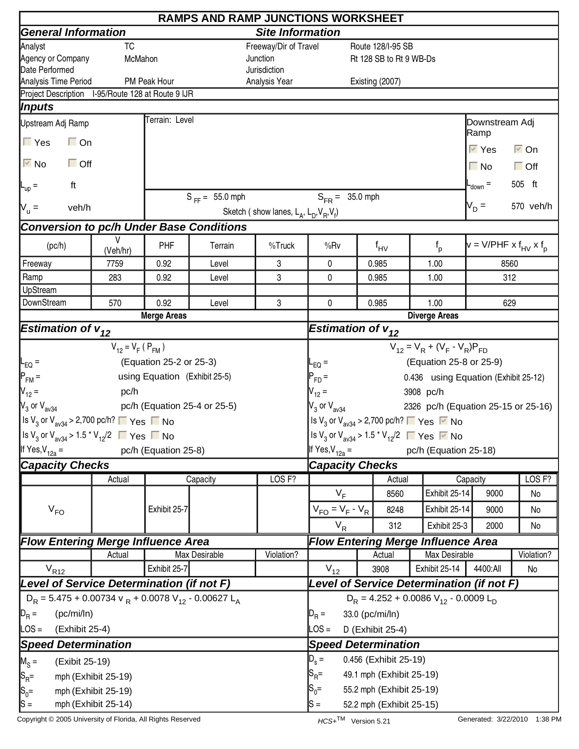# RAMPS AND RAMP JUNCTIONS WORKSHEET

## General Information

| | | | |
|---|---|---|---|
| Analyst | TC | Freeway/Dir of Travel | Route 128/I-95 SB |
| Agency or Company | McMahon | Junction | Rt 128 SB to Rt 9 WB-Ds |
| Date Performed | | Jurisdiction | |
| Analysis Time Period | PM Peak Hour | Analysis Year | Existing (2007) |

Project Description I-95/Route 128 at Route 9 IJR

## Inputs

Upstream Adj Ramp: ☐ Yes ☐ On ☑ No ☐ Off

$L_{up}$ = ft

$V_u$ = veh/h

Terrain: Level

$S_{FF}$ = 55.0 mph $S_{FR}$ = 35.0 mph

Sketch ( show lanes, $L_A$, $L_D$, $V_R$, $V_f$)

Downstream Adj Ramp: ☑ Yes ☑ On ☐ No ☐ Off

$L_{down}$ = 505 ft

$V_D$ = 570 veh/h

## Conversion to pc/h Under Base Conditions

| (pc/h) | V (Veh/hr) | PHF | Terrain | %Truck | %Rv | $f_{HV}$ | $f_p$ | $v = V/PHF \times f_{HV} \times f_p$ |
|---|---|---|---|---|---|---|---|---|
| Freeway | 7759 | 0.92 | Level | 3 | 0 | 0.985 | 1.00 | 8560 |
| Ramp | 283 | 0.92 | Level | 3 | 0 | 0.985 | 1.00 | 312 |
| UpStream | | | | | | | | |
| DownStream | 570 | 0.92 | Level | 3 | 0 | 0.985 | 1.00 | 629 |

## Merge Areas

### Estimation of $v_{12}$

$V_{12} = V_F (P_{FM})$

$L_{EQ}$ = (Equation 25-2 or 25-3)

$P_{FM}$ = using Equation (Exhibit 25-5)

$V_{12}$ = pc/h

$V_3$ or $V_{av34}$ pc/h (Equation 25-4 or 25-5)

Is $V_3$ or $V_{av34}$ > 2,700 pc/h? ☐ Yes ☐ No

Is $V_3$ or $V_{av34}$ > 1.5 * $V_{12}$/2 ☐ Yes ☐ No

If Yes, $V_{12a}$ = pc/h (Equation 25-8)

### Capacity Checks

| | Actual | Capacity | | LOS F? |
|---|---|---|---|---|
| $V_{FO}$ | | Exhibit 25-7 | | |

### Flow Entering Merge Influence Area

| | Actual | Max Desirable | | Violation? |
|---|---|---|---|---|
| $V_{R12}$ | | Exhibit 25-7 | | |

### Level of Service Determination (if not F)

$D_R = 5.475 + 0.00734\, v_R + 0.0078\, V_{12} - 0.00627\, L_A$

$D_R$ = (pc/mi/ln)

LOS = (Exhibit 25-4)

### Speed Determination

$M_S$ = (Exibit 25-19)

$S_R$= mph (Exhibit 25-19)

$S_0$= mph (Exhibit 25-19)

S = mph (Exhibit 25-14)

## Diverge Areas

### Estimation of $v_{12}$

$V_{12} = V_R + (V_F - V_R)P_{FD}$

$L_{EQ}$ = (Equation 25-8 or 25-9)

$P_{FD}$ = 0.436 using Equation (Exhibit 25-12)

$V_{12}$ = 3908 pc/h

$V_3$ or $V_{av34}$ 2326 pc/h (Equation 25-15 or 25-16)

Is $V_3$ or $V_{av34}$ > 2,700 pc/h? ☐ Yes ☑ No

Is $V_3$ or $V_{av34}$ > 1.5 * $V_{12}$/2 ☐ Yes ☑ No

If Yes, $V_{12a}$ = pc/h (Equation 25-18)

### Capacity Checks

| | Actual | Capacity | | LOS F? |
|---|---|---|---|---|
| $V_F$ | 8560 | Exhibit 25-14 | 9000 | No |
| $V_{FO} = V_F - V_R$ | 8248 | Exhibit 25-14 | 9000 | No |
| $V_R$ | 312 | Exhibit 25-3 | 2000 | No |

### Flow Entering Merge Influence Area

| | Actual | Max Desirable | | Violation? |
|---|---|---|---|---|
| $V_{12}$ | 3908 | Exhibit 25-14 | 4400:All | No |

### Level of Service Determination (if not F)

$D_R = 4.252 + 0.0086\, V_{12} - 0.0009\, L_D$

$D_R$ = 33.0 (pc/mi/ln)

LOS = D (Exhibit 25-4)

### Speed Determination

$D_s$ = 0.456 (Exhibit 25-19)

$S_R$= 49.1 mph (Exhibit 25-19)

$S_0$= 55.2 mph (Exhibit 25-19)

S = 52.2 mph (Exhibit 25-15)

Copyright © 2005 University of Florida, All Rights Reserved HCS+TM Version 5.21 Generated: 3/22/2010 1:38 PM